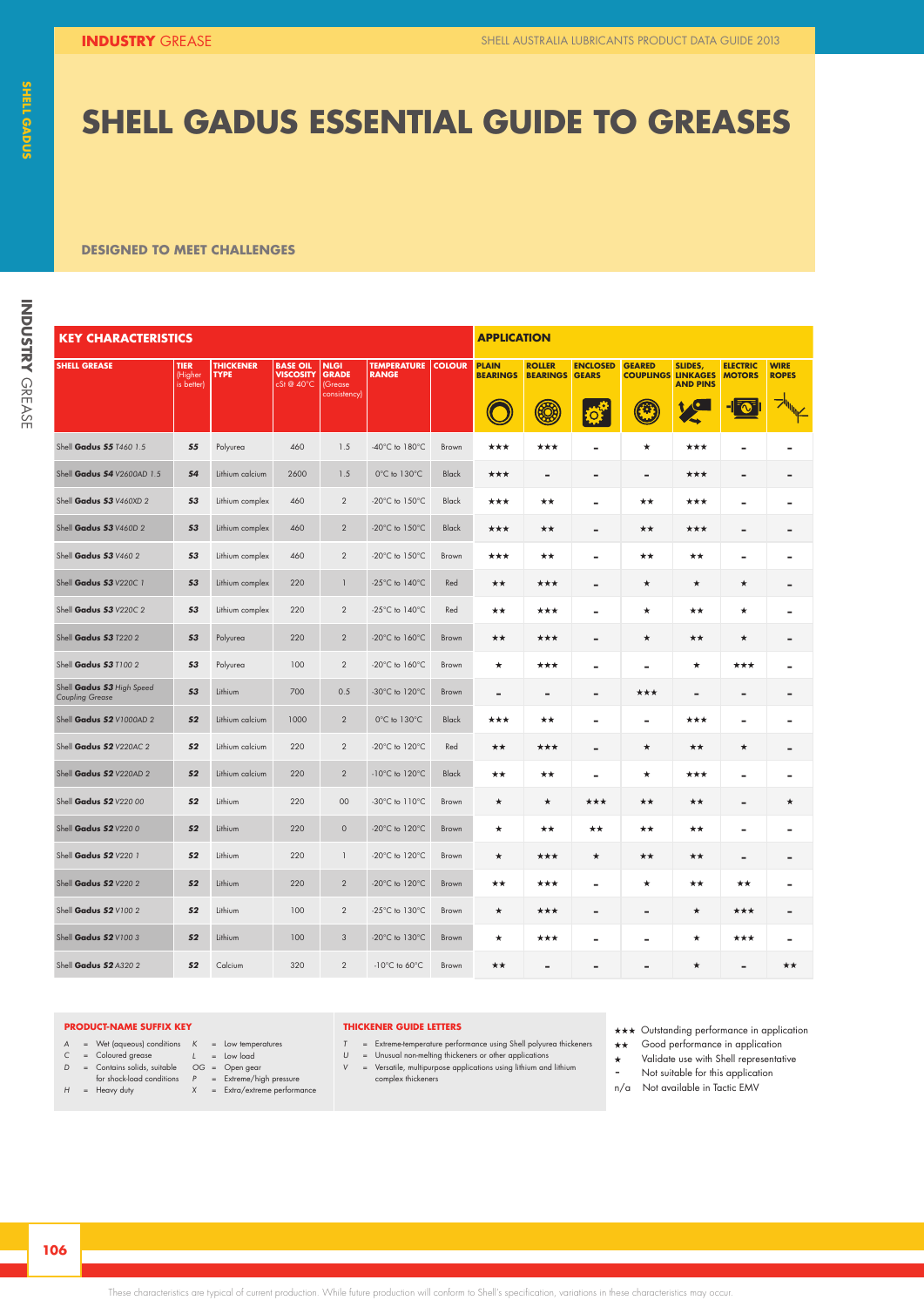# SHELL GADUS ESSENTIAL GUIDE TO GREASES

**DESIGNED TO MEET CHALLENGES**

| KEY CHARACTERISTICS | | | | | | | APPLICATION | | | | | | |
|---|---|---|---|---|---|---|---|---|---|---|---|---|---|
| SHELL GREASE | TIER (Higher is better) | THICKENER TYPE | BASE OIL VISCOSITY cSt @ 40°C | NLGI GRADE (Grease consistency) | TEMPERATURE RANGE | COLOUR | PLAIN BEARINGS | ROLLER BEARINGS | ENCLOSED GEARS | GEARED COUPLINGS | SLIDES, LINKAGES AND PINS | ELECTRIC MOTORS | WIRE ROPES |
| Shell **Gadus S5** T460 1.5 | S5 | Polyurea | 460 | 1.5 | -40°C to 180°C | Brown | ★★★ | ★★★ | - | ★ | ★★★ | - | - |
| Shell **Gadus S4** V2600AD 1.5 | S4 | Lithium calcium | 2600 | 1.5 | 0°C to 130°C | Black | ★★★ | - | - | - | ★★★ | - | - |
| Shell **Gadus S3** V460XD 2 | S3 | Lithium complex | 460 | 2 | -20°C to 150°C | Black | ★★★ | ★★ | - | ★★ | ★★★ | - | - |
| Shell **Gadus S3** V460D 2 | S3 | Lithium complex | 460 | 2 | -20°C to 150°C | Black | ★★★ | ★★ | - | ★★ | ★★★ | - | - |
| Shell **Gadus S3** V460 2 | S3 | Lithium complex | 460 | 2 | -20°C to 150°C | Brown | ★★★ | ★★ | - | ★★ | ★★ | - | - |
| Shell **Gadus S3** V220C 1 | S3 | Lithium complex | 220 | 1 | -25°C to 140°C | Red | ★★ | ★★★ | - | ★ | ★ | ★ | - |
| Shell **Gadus S3** V220C 2 | S3 | Lithium complex | 220 | 2 | -25°C to 140°C | Red | ★★ | ★★★ | - | ★ | ★★ | ★ | - |
| Shell **Gadus S3** T220 2 | S3 | Polyurea | 220 | 2 | -20°C to 160°C | Brown | ★★ | ★★★ | - | ★ | ★★ | ★ | - |
| Shell **Gadus S3** T100 2 | S3 | Polyurea | 100 | 2 | -20°C to 160°C | Brown | ★ | ★★★ | - | - | ★ | ★★★ | - |
| Shell **Gadus S3** High Speed *Coupling Grease* | S3 | Lithium | 700 | 0.5 | -30°C to 120°C | Brown | - | - | - | ★★★ | - | - | - |
| Shell **Gadus S2** V1000AD 2 | S2 | Lithium calcium | 1000 | 2 | 0°C to 130°C | Black | ★★★ | ★★ | - | - | ★★★ | - | - |
| Shell **Gadus S2** V220AC 2 | S2 | Lithium calcium | 220 | 2 | -20°C to 120°C | Red | ★★ | ★★★ | - | ★ | ★★ | ★ | - |
| Shell **Gadus S2** V220AD 2 | S2 | Lithium calcium | 220 | 2 | -10°C to 120°C | Black | ★★ | ★★ | - | ★ | ★★★ | - | - |
| Shell **Gadus S2** V220 00 | S2 | Lithium | 220 | 00 | -30°C to 110°C | Brown | ★ | ★ | ★★★ | ★★ | ★★ | - | ★ |
| Shell **Gadus S2** V220 0 | S2 | Lithium | 220 | 0 | -20°C to 120°C | Brown | ★ | ★★ | ★★ | ★★ | ★★ | - | - |
| Shell **Gadus S2** V220 1 | S2 | Lithium | 220 | 1 | -20°C to 120°C | Brown | ★ | ★★★ | ★ | ★★ | ★★ | - | - |
| Shell **Gadus S2** V220 2 | S2 | Lithium | 220 | 2 | -20°C to 120°C | Brown | ★★ | ★★★ | - | ★ | ★★ | ★★ | - |
| Shell **Gadus S2** V100 2 | S2 | Lithium | 100 | 2 | -25°C to 130°C | Brown | ★ | ★★★ | - | - | ★ | ★★★ | - |
| Shell **Gadus S2** V100 3 | S2 | Lithium | 100 | 3 | -20°C to 130°C | Brown | ★ | ★★★ | - | - | ★ | ★★★ | - |
| Shell **Gadus S2** A320 2 | S2 | Calcium | 320 | 2 | -10°C to 60°C | Brown | ★★ | - | - | - | ★ | - | ★★ |

**PRODUCT-NAME SUFFIX KEY**

- A = Wet (aqueous) conditions
- C = Coloured grease
- D = Contains solids, suitable for shock-load conditions
- H = Heavy duty
- K = Low temperatures
- L = Low load
- OG = Open gear
- P = Extreme/high pressure
- X = Extra/extreme performance

**THICKENER GUIDE LETTERS**

- T = Extreme-temperature performance using Shell polyurea thickeners
- U = Unusual non-melting thickeners or other applications
- V = Versatile, multipurpose applications using lithium and lithium complex thickeners

- ★★★ Outstanding performance in application
- ★★ Good performance in application
- ★ Validate use with Shell representative
- \- Not suitable for this application
- n/a Not available in Tactic EMV

These characteristics are typical of current production. While future production will conform to Shell's specification, variations in these characteristics may occur.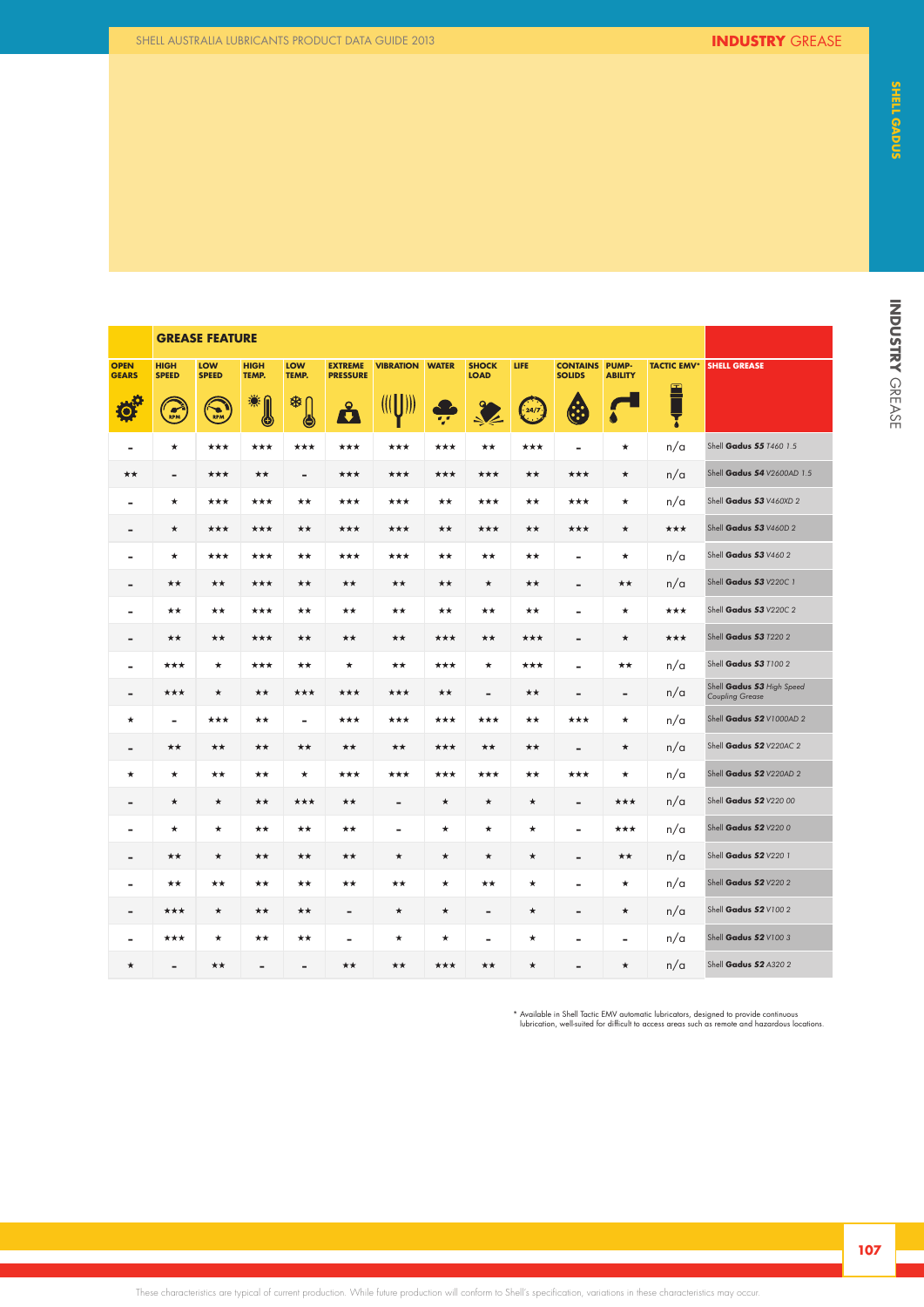## GREASE FEATURE

| OPEN GEARS | HIGH SPEED | LOW SPEED | HIGH TEMP. | LOW TEMP. | EXTREME PRESSURE | VIBRATION | WATER | SHOCK LOAD | LIFE | CONTAINS SOLIDS | PUMP-ABILITY | TACTIC EMV* | SHELL GREASE |
|---|---|---|---|---|---|---|---|---|---|---|---|---|---|
| - | ★ | ★★★ | ★★★ | ★★★ | ★★★ | ★★★ | ★★★ | ★★ | ★★★ | - | ★ | n/a | Shell **Gadus S5** *T460 1.5* |
| ★★ | - | ★★★ | ★★ | - | ★★★ | ★★★ | ★★★ | ★★★ | ★★ | ★★★ | ★ | n/a | Shell **Gadus S4** *V2600AD 1.5* |
| - | ★ | ★★★ | ★★★ | ★★ | ★★★ | ★★★ | ★★ | ★★★ | ★★ | ★★★ | ★ | n/a | Shell **Gadus S3** *V460XD 2* |
| - | ★ | ★★★ | ★★★ | ★★ | ★★★ | ★★★ | ★★ | ★★★ | ★★ | ★★★ | ★ | ★★★ | Shell **Gadus S3** *V460D 2* |
| - | ★ | ★★★ | ★★★ | ★★ | ★★★ | ★★★ | ★★ | ★★ | ★★ | - | ★ | n/a | Shell **Gadus S3** *V460 2* |
| - | ★★ | ★★ | ★★★ | ★★ | ★★ | ★★ | ★★ | ★ | ★★ | - | ★★ | n/a | Shell **Gadus S3** *V220C 1* |
| - | ★★ | ★★ | ★★★ | ★★ | ★★ | ★★ | ★★ | ★★ | ★★ | - | ★ | ★★★ | Shell **Gadus S3** *V220C 2* |
| - | ★★ | ★★ | ★★★ | ★★ | ★★ | ★★ | ★★★ | ★★ | ★★★ | - | ★ | ★★★ | Shell **Gadus S3** *T220 2* |
| - | ★★★ | ★ | ★★★ | ★★ | ★ | ★★ | ★★★ | ★ | ★★★ | - | ★★ | n/a | Shell **Gadus S3** *T100 2* |
| - | ★★★ | ★ | ★★ | ★★★ | ★★★ | ★★★ | ★★ | - | ★★ | - | - | n/a | Shell **Gadus S3** *High Speed Coupling Grease* |
| ★ | - | ★★★ | ★★ | - | ★★★ | ★★★ | ★★★ | ★★★ | ★★ | ★★★ | ★ | n/a | Shell **Gadus S2** *V1000AD 2* |
| - | ★★ | ★★ | ★★ | ★★ | ★★ | ★★ | ★★★ | ★★ | ★★ | - | ★ | n/a | Shell **Gadus S2** *V220AC 2* |
| ★ | ★ | ★★ | ★★ | ★ | ★★★ | ★★★ | ★★★ | ★★★ | ★★ | ★★★ | ★ | n/a | Shell **Gadus S2** *V220AD 2* |
| - | ★ | ★ | ★★ | ★★★ | ★★ | - | ★ | ★ | ★ | - | ★★★ | n/a | Shell **Gadus S2** *V220 00* |
| - | ★ | ★ | ★★ | ★★ | ★★ | - | ★ | ★ | ★ | - | ★★★ | n/a | Shell **Gadus S2** *V220 0* |
| - | ★★ | ★ | ★★ | ★★ | ★★ | ★ | ★ | ★ | ★ | - | ★★ | n/a | Shell **Gadus S2** *V220 1* |
| - | ★★ | ★★ | ★★ | ★★ | ★★ | ★★ | ★ | ★★ | ★ | - | ★ | n/a | Shell **Gadus S2** *V220 2* |
| - | ★★★ | ★ | ★★ | ★★ | - | ★ | ★ | - | ★ | - | ★ | n/a | Shell **Gadus S2** *V100 2* |
| - | ★★★ | ★ | ★★ | ★★ | - | ★ | ★ | - | ★ | - | - | n/a | Shell **Gadus S2** *V100 3* |
| ★ | - | ★★ | - | - | ★★ | ★★ | ★★★ | ★★ | ★ | - | ★ | n/a | Shell **Gadus S2** *A320 2* |

\* Available in Shell Tactic EMV automatic lubricators, designed to provide continuous lubrication, well-suited for difficult to access areas such as remote and hazardous locations.

These characteristics are typical of current production. While future production will conform to Shell's specification, variations in these characteristics may occur.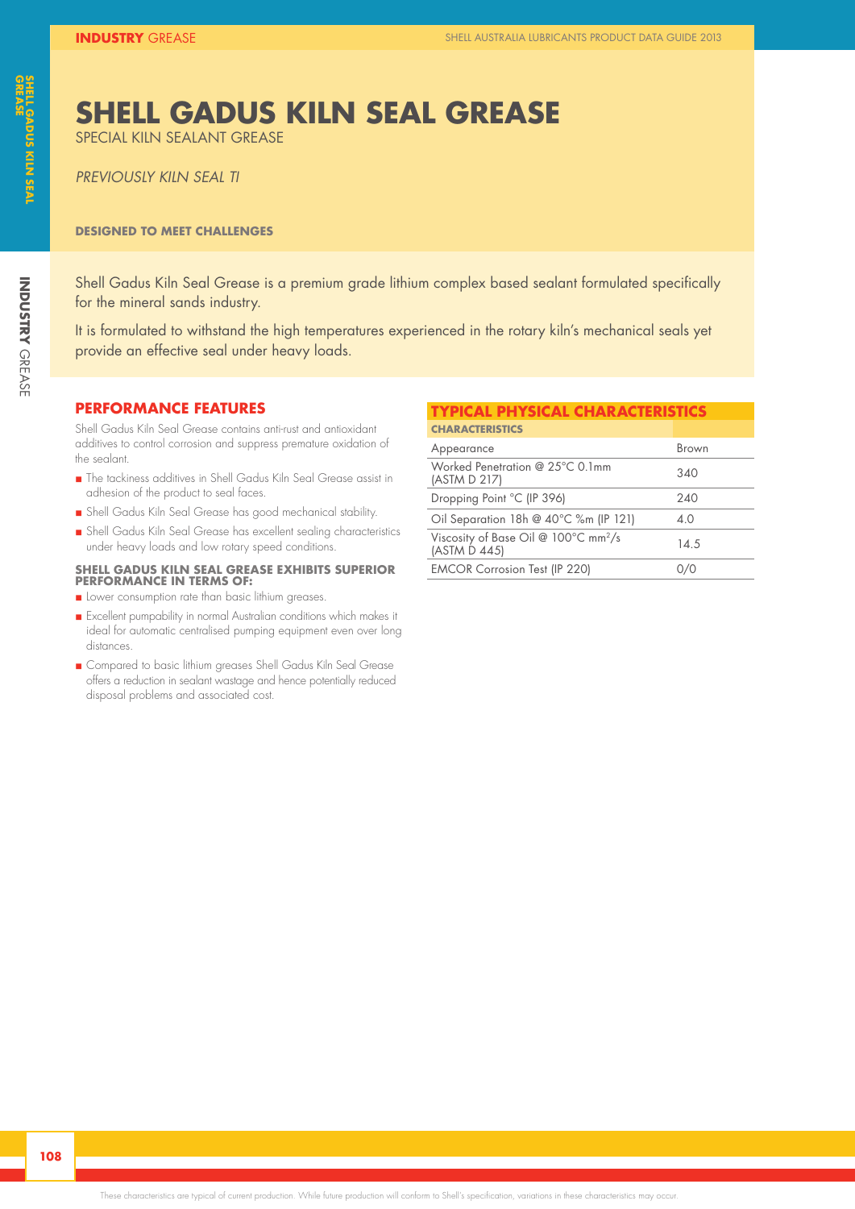# SHELL GADUS KILN SEAL GREASE

SPECIAL KILN SEALANT GREASE

*PREVIOUSLY KILN SEAL TI*

**DESIGNED TO MEET CHALLENGES**

Shell Gadus Kiln Seal Grease is a premium grade lithium complex based sealant formulated specifically for the mineral sands industry.

It is formulated to withstand the high temperatures experienced in the rotary kiln's mechanical seals yet provide an effective seal under heavy loads.

## PERFORMANCE FEATURES

Shell Gadus Kiln Seal Grease contains anti-rust and antioxidant additives to control corrosion and suppress premature oxidation of the sealant.

- The tackiness additives in Shell Gadus Kiln Seal Grease assist in adhesion of the product to seal faces.
- Shell Gadus Kiln Seal Grease has good mechanical stability.
- Shell Gadus Kiln Seal Grease has excellent sealing characteristics under heavy loads and low rotary speed conditions.

**SHELL GADUS KILN SEAL GREASE EXHIBITS SUPERIOR PERFORMANCE IN TERMS OF:**

- Lower consumption rate than basic lithium greases.
- Excellent pumpability in normal Australian conditions which makes it ideal for automatic centralised pumping equipment even over long distances.
- Compared to basic lithium greases Shell Gadus Kiln Seal Grease offers a reduction in sealant wastage and hence potentially reduced disposal problems and associated cost.

## TYPICAL PHYSICAL CHARACTERISTICS

| CHARACTERISTICS | |
|---|---|
| Appearance | Brown |
| Worked Penetration @ 25°C 0.1mm (ASTM D 217) | 340 |
| Dropping Point °C (IP 396) | 240 |
| Oil Separation 18h @ 40°C %m (IP 121) | 4.0 |
| Viscosity of Base Oil @ 100°C $mm^2/s$ (ASTM D 445) | 14.5 |
| EMCOR Corrosion Test (IP 220) | 0/0 |

These characteristics are typical of current production. While future production will conform to Shell's specification, variations in these characteristics may occur.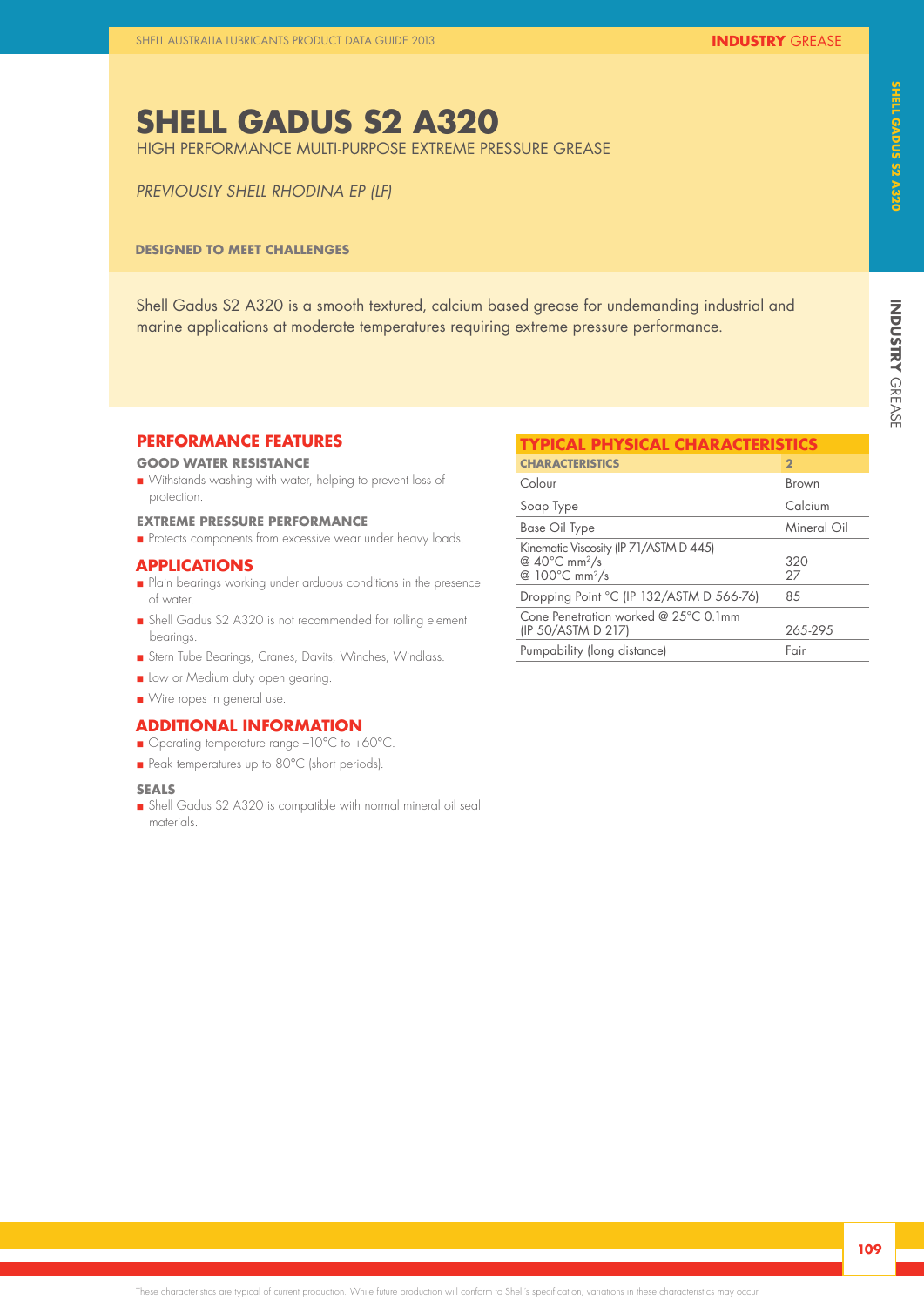# SHELL GADUS S2 A320

HIGH PERFORMANCE MULTI-PURPOSE EXTREME PRESSURE GREASE

*PREVIOUSLY SHELL RHODINA EP (LF)*

**DESIGNED TO MEET CHALLENGES**

Shell Gadus S2 A320 is a smooth textured, calcium based grease for undemanding industrial and marine applications at moderate temperatures requiring extreme pressure performance.

## PERFORMANCE FEATURES

### GOOD WATER RESISTANCE

- Withstands washing with water, helping to prevent loss of protection.

### EXTREME PRESSURE PERFORMANCE

- Protects components from excessive wear under heavy loads.

## APPLICATIONS

- Plain bearings working under arduous conditions in the presence of water.
- Shell Gadus S2 A320 is not recommended for rolling element bearings.
- Stern Tube Bearings, Cranes, Davits, Winches, Windlass.
- Low or Medium duty open gearing.
- Wire ropes in general use.

## ADDITIONAL INFORMATION

- Operating temperature range –10°C to +60°C.
- Peak temperatures up to 80°C (short periods).

### SEALS

- Shell Gadus S2 A320 is compatible with normal mineral oil seal materials.

## TYPICAL PHYSICAL CHARACTERISTICS

| CHARACTERISTICS | 2 |
| --- | --- |
| Colour | Brown |
| Soap Type | Calcium |
| Base Oil Type | Mineral Oil |
| Kinematic Viscosity (IP 71/ASTM D 445) @ 40°C $mm^2/s$ @ 100°C $mm^2/s$ | 320 27 |
| Dropping Point °C (IP 132/ASTM D 566-76) | 85 |
| Cone Penetration worked @ 25°C 0.1mm (IP 50/ASTM D 217) | 265-295 |
| Pumpability (long distance) | Fair |

These characteristics are typical of current production. While future production will conform to Shell's specification, variations in these characteristics may occur.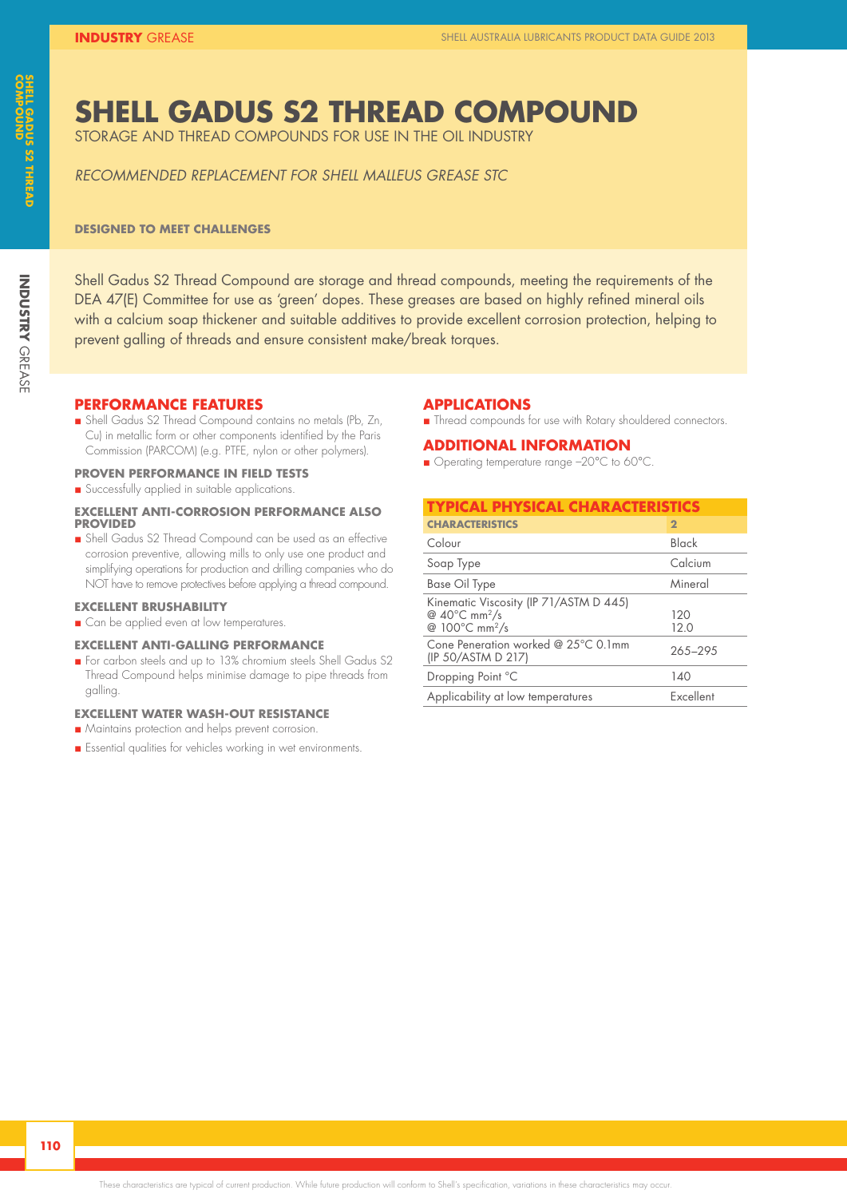# SHELL GADUS S2 THREAD COMPOUND

STORAGE AND THREAD COMPOUNDS FOR USE IN THE OIL INDUSTRY

*RECOMMENDED REPLACEMENT FOR SHELL MALLEUS GREASE STC*

**DESIGNED TO MEET CHALLENGES**

Shell Gadus S2 Thread Compound are storage and thread compounds, meeting the requirements of the DEA 47(E) Committee for use as 'green' dopes. These greases are based on highly refined mineral oils with a calcium soap thickener and suitable additives to provide excellent corrosion protection, helping to prevent galling of threads and ensure consistent make/break torques.

## PERFORMANCE FEATURES

- Shell Gadus S2 Thread Compound contains no metals (Pb, Zn, Cu) in metallic form or other components identified by the Paris Commission (PARCOM) (e.g. PTFE, nylon or other polymers).

### PROVEN PERFORMANCE IN FIELD TESTS

- Successfully applied in suitable applications.

### EXCELLENT ANTI-CORROSION PERFORMANCE ALSO PROVIDED

- Shell Gadus S2 Thread Compound can be used as an effective corrosion preventive, allowing mills to only use one product and simplifying operations for production and drilling companies who do NOT have to remove protectives before applying a thread compound.

### EXCELLENT BRUSHABILITY

- Can be applied even at low temperatures.

### EXCELLENT ANTI-GALLING PERFORMANCE

- For carbon steels and up to 13% chromium steels Shell Gadus S2 Thread Compound helps minimise damage to pipe threads from galling.

### EXCELLENT WATER WASH-OUT RESISTANCE

- Maintains protection and helps prevent corrosion.
- Essential qualities for vehicles working in wet environments.

## APPLICATIONS

- Thread compounds for use with Rotary shouldered connectors.

## ADDITIONAL INFORMATION

- Operating temperature range –20°C to 60°C.

## TYPICAL PHYSICAL CHARACTERISTICS

| CHARACTERISTICS | 2 |
|---|---|
| Colour | Black |
| Soap Type | Calcium |
| Base Oil Type | Mineral |
| Kinematic Viscosity (IP 71/ASTM D 445) @ 40°C mm²/s @ 100°C mm²/s | 120 12.0 |
| Cone Peneration worked @ 25°C 0.1mm (IP 50/ASTM D 217) | 265–295 |
| Dropping Point °C | 140 |
| Applicability at low temperatures | Excellent |

These characteristics are typical of current production. While future production will conform to Shell's specification, variations in these characteristics may occur.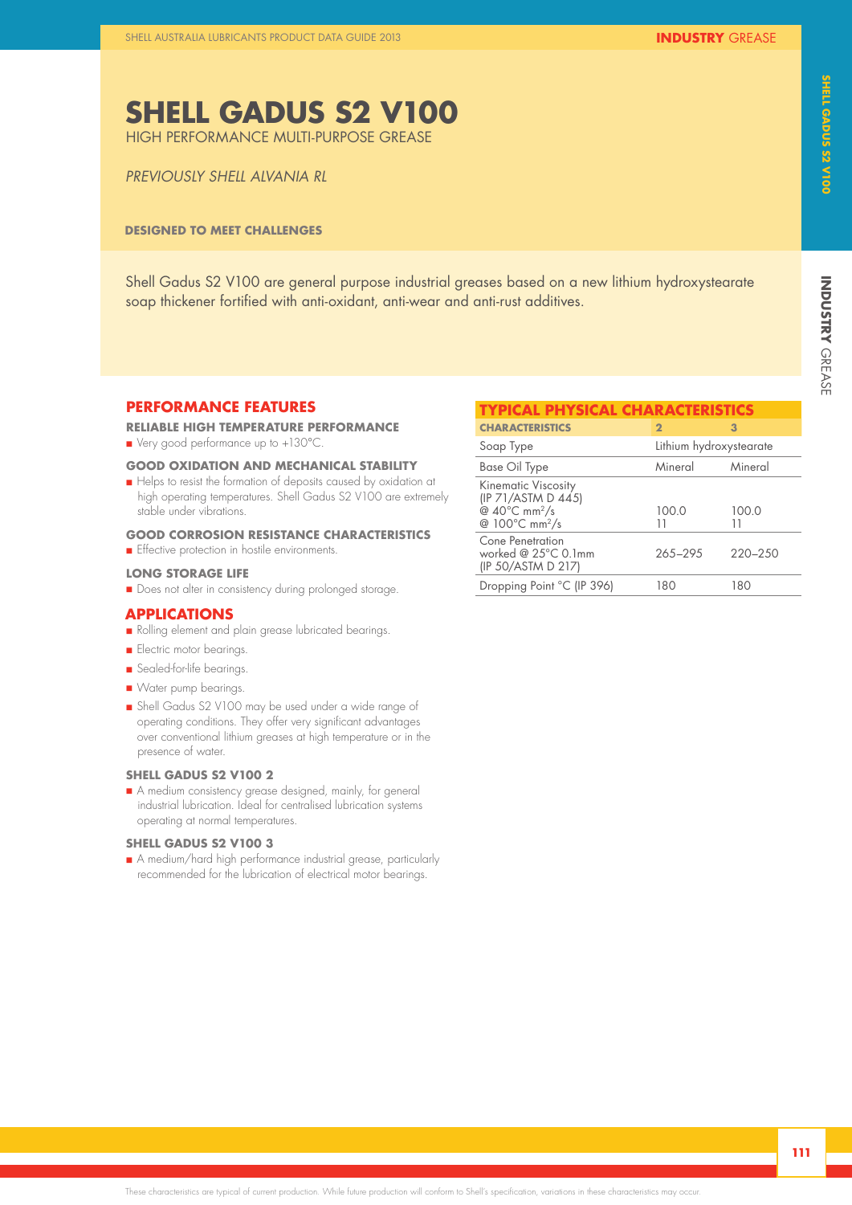# SHELL GADUS S2 V100

HIGH PERFORMANCE MULTI-PURPOSE GREASE

*PREVIOUSLY SHELL ALVANIA RL*

**DESIGNED TO MEET CHALLENGES**

Shell Gadus S2 V100 are general purpose industrial greases based on a new lithium hydroxystearate soap thickener fortified with anti-oxidant, anti-wear and anti-rust additives.

## PERFORMANCE FEATURES

### RELIABLE HIGH TEMPERATURE PERFORMANCE

- Very good performance up to +130°C.

### GOOD OXIDATION AND MECHANICAL STABILITY

- Helps to resist the formation of deposits caused by oxidation at high operating temperatures. Shell Gadus S2 V100 are extremely stable under vibrations.

### GOOD CORROSION RESISTANCE CHARACTERISTICS

- Effective protection in hostile environments.

### LONG STORAGE LIFE

- Does not alter in consistency during prolonged storage.

## APPLICATIONS

- Rolling element and plain grease lubricated bearings.
- Electric motor bearings.
- Sealed-for-life bearings.
- Water pump bearings.
- Shell Gadus S2 V100 may be used under a wide range of operating conditions. They offer very significant advantages over conventional lithium greases at high temperature or in the presence of water.

### SHELL GADUS S2 V100 2

- A medium consistency grease designed, mainly, for general industrial lubrication. Ideal for centralised lubrication systems operating at normal temperatures.

### SHELL GADUS S2 V100 3

- A medium/hard high performance industrial grease, particularly recommended for the lubrication of electrical motor bearings.

## TYPICAL PHYSICAL CHARACTERISTICS

| CHARACTERISTICS | 2 | 3 |
|---|---|---|
| Soap Type | Lithium hydroxystearate | |
| Base Oil Type | Mineral | Mineral |
| Kinematic Viscosity (IP 71/ASTM D 445) @ 40°C mm²/s @ 100°C mm²/s | 100.0<br>11 | 100.0<br>11 |
| Cone Penetration worked @ 25°C 0.1mm (IP 50/ASTM D 217) | 265–295 | 220–250 |
| Dropping Point °C (IP 396) | 180 | 180 |

These characteristics are typical of current production. While future production will conform to Shell's specification, variations in these characteristics may occur.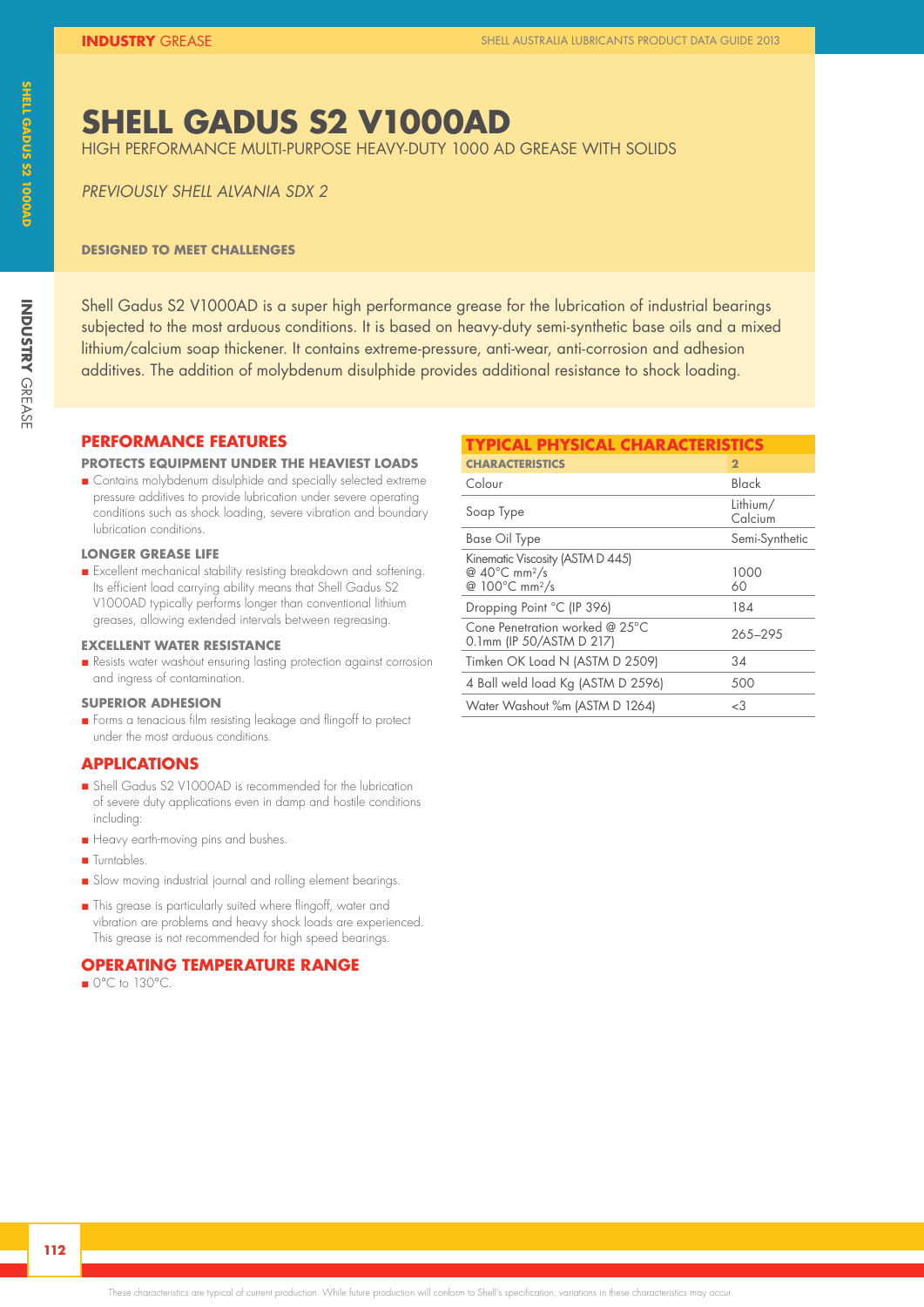# SHELL GADUS S2 V1000AD

HIGH PERFORMANCE MULTI-PURPOSE HEAVY-DUTY 1000 AD GREASE WITH SOLIDS

*PREVIOUSLY SHELL ALVANIA SDX 2*

**DESIGNED TO MEET CHALLENGES**

Shell Gadus S2 V1000AD is a super high performance grease for the lubrication of industrial bearings subjected to the most arduous conditions. It is based on heavy-duty semi-synthetic base oils and a mixed lithium/calcium soap thickener. It contains extreme-pressure, anti-wear, anti-corrosion and adhesion additives. The addition of molybdenum disulphide provides additional resistance to shock loading.

## PERFORMANCE FEATURES

### PROTECTS EQUIPMENT UNDER THE HEAVIEST LOADS

- Contains molybdenum disulphide and specially selected extreme pressure additives to provide lubrication under severe operating conditions such as shock loading, severe vibration and boundary lubrication conditions.

### LONGER GREASE LIFE

- Excellent mechanical stability resisting breakdown and softening. Its efficient load carrying ability means that Shell Gadus S2 V1000AD typically performs longer than conventional lithium greases, allowing extended intervals between regreasing.

### EXCELLENT WATER RESISTANCE

- Resists water washout ensuring lasting protection against corrosion and ingress of contamination.

### SUPERIOR ADHESION

- Forms a tenacious film resisting leakage and flingoff to protect under the most arduous conditions.

## APPLICATIONS

- Shell Gadus S2 V1000AD is recommended for the lubrication of severe duty applications even in damp and hostile conditions including:
- Heavy earth-moving pins and bushes.
- Turntables.
- Slow moving industrial journal and rolling element bearings.
- This grease is particularly suited where flingoff, water and vibration are problems and heavy shock loads are experienced. This grease is not recommended for high speed bearings.

## OPERATING TEMPERATURE RANGE

- 0°C to 130°C.

## TYPICAL PHYSICAL CHARACTERISTICS

| CHARACTERISTICS | 2 |
|---|---|
| Colour | Black |
| Soap Type | Lithium/ Calcium |
| Base Oil Type | Semi-Synthetic |
| Kinematic Viscosity (ASTM D 445) @ 40°C $mm^2/s$ @ 100°C $mm^2/s$ | 1000 60 |
| Dropping Point °C (IP 396) | 184 |
| Cone Penetration worked @ 25°C 0.1mm (IP 50/ASTM D 217) | 265–295 |
| Timken OK Load N (ASTM D 2509) | 34 |
| 4 Ball weld load Kg (ASTM D 2596) | 500 |
| Water Washout %m (ASTM D 1264) | <3 |

These characteristics are typical of current production. While future production will conform to Shell's specification, variations in these characteristics may occur.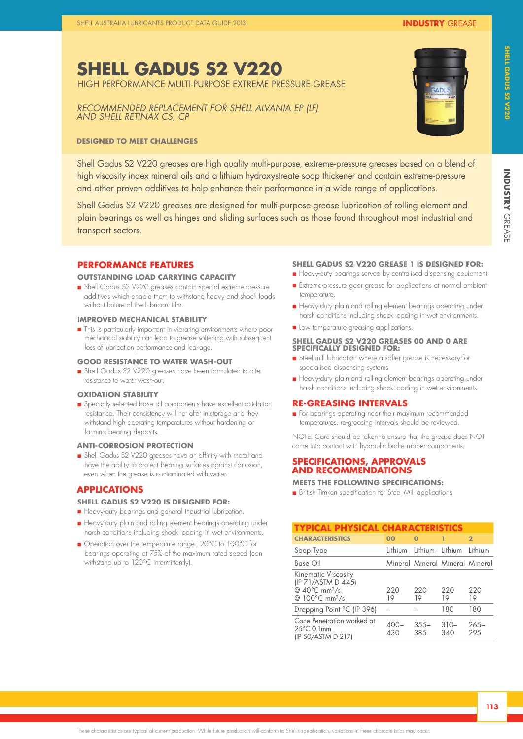# SHELL GADUS S2 V220

HIGH PERFORMANCE MULTI-PURPOSE EXTREME PRESSURE GREASE

*RECOMMENDED REPLACEMENT FOR SHELL ALVANIA EP (LF) AND SHELL RETINAX CS, CP*

**DESIGNED TO MEET CHALLENGES**

Shell Gadus S2 V220 greases are high quality multi-purpose, extreme-pressure greases based on a blend of high viscosity index mineral oils and a lithium hydroxystreate soap thickener and contain extreme-pressure and other proven additives to help enhance their performance in a wide range of applications.

Shell Gadus S2 V220 greases are designed for multi-purpose grease lubrication of rolling element and plain bearings as well as hinges and sliding surfaces such as those found throughout most industrial and transport sectors.

## PERFORMANCE FEATURES

### OUTSTANDING LOAD CARRYING CAPACITY

- Shell Gadus S2 V220 greases contain special extreme-pressure additives which enable them to withstand heavy and shock loads without failure of the lubricant film.

### IMPROVED MECHANICAL STABILITY

- This is particularly important in vibrating environments where poor mechanical stability can lead to grease softening with subsequent loss of lubrication performance and leakage.

### GOOD RESISTANCE TO WATER WASH-OUT

- Shell Gadus S2 V220 greases have been formulated to offer resistance to water wash-out.

### OXIDATION STABILITY

- Specially selected base oil components have excellent oxidation resistance. Their consistency will not alter in storage and they withstand high operating temperatures without hardening or forming bearing deposits.

### ANTI-CORROSION PROTECTION

- Shell Gadus S2 V220 greases have an affinity with metal and have the ability to protect bearing surfaces against corrosion, even when the grease is contaminated with water.

## APPLICATIONS

### SHELL GADUS S2 V220 IS DESIGNED FOR:

- Heavy-duty bearings and general industrial lubrication.
- Heavy-duty plain and rolling element bearings operating under harsh conditions including shock loading in wet environments.
- Operation over the temperature range –20°C to 100°C for bearings operating at 75% of the maximum rated speed (can withstand up to 120°C intermittently).

### SHELL GADUS S2 V220 GREASE 1 IS DESIGNED FOR:

- Heavy-duty bearings served by centralised dispensing equipment.
- Extreme-pressure gear grease for applications at normal ambient temperature.
- Heavy-duty plain and rolling element bearings operating under harsh conditions including shock loading in wet environments.
- Low temperature greasing applications.

### SHELL GADUS S2 V220 GREASES 00 AND 0 ARE SPECIFICALLY DESIGNED FOR:

- Steel mill lubrication where a softer grease is necessary for specialised dispensing systems.
- Heavy-duty plain and rolling element bearings operating under harsh conditions including shock loading in wet environments.

## RE-GREASING INTERVALS

- For bearings operating near their maximum recommended temperatures, re-greasing intervals should be reviewed.

NOTE: Care should be taken to ensure that the grease does NOT come into contact with hydraulic brake rubber components.

## SPECIFICATIONS, APPROVALS AND RECOMMENDATIONS

### MEETS THE FOLLOWING SPECIFICATIONS:

- British Timken specification for Steel Mill applications.

## TYPICAL PHYSICAL CHARACTERISTICS

| CHARACTERISTICS | 00 | 0 | 1 | 2 |
|---|---|---|---|---|
| Soap Type | Lithium | Lithium | Lithium | Lithium |
| Base Oil | Mineral | Mineral | Mineral | Mineral |
| Kinematic Viscosity (IP 71/ASTM D 445) @ 40°C $mm^2/s$ @ 100°C $mm^2/s$ | 220 19 | 220 19 | 220 19 | 220 19 |
| Dropping Point °C (IP 396) | – | – | 180 | 180 |
| Cone Penetration worked at 25°C 0.1mm (IP 50/ASTM D 217) | 400–430 | 355–385 | 310–340 | 265–295 |

These characteristics are typical of current production. While future production will conform to Shell's specification, variations in these characteristics may occur.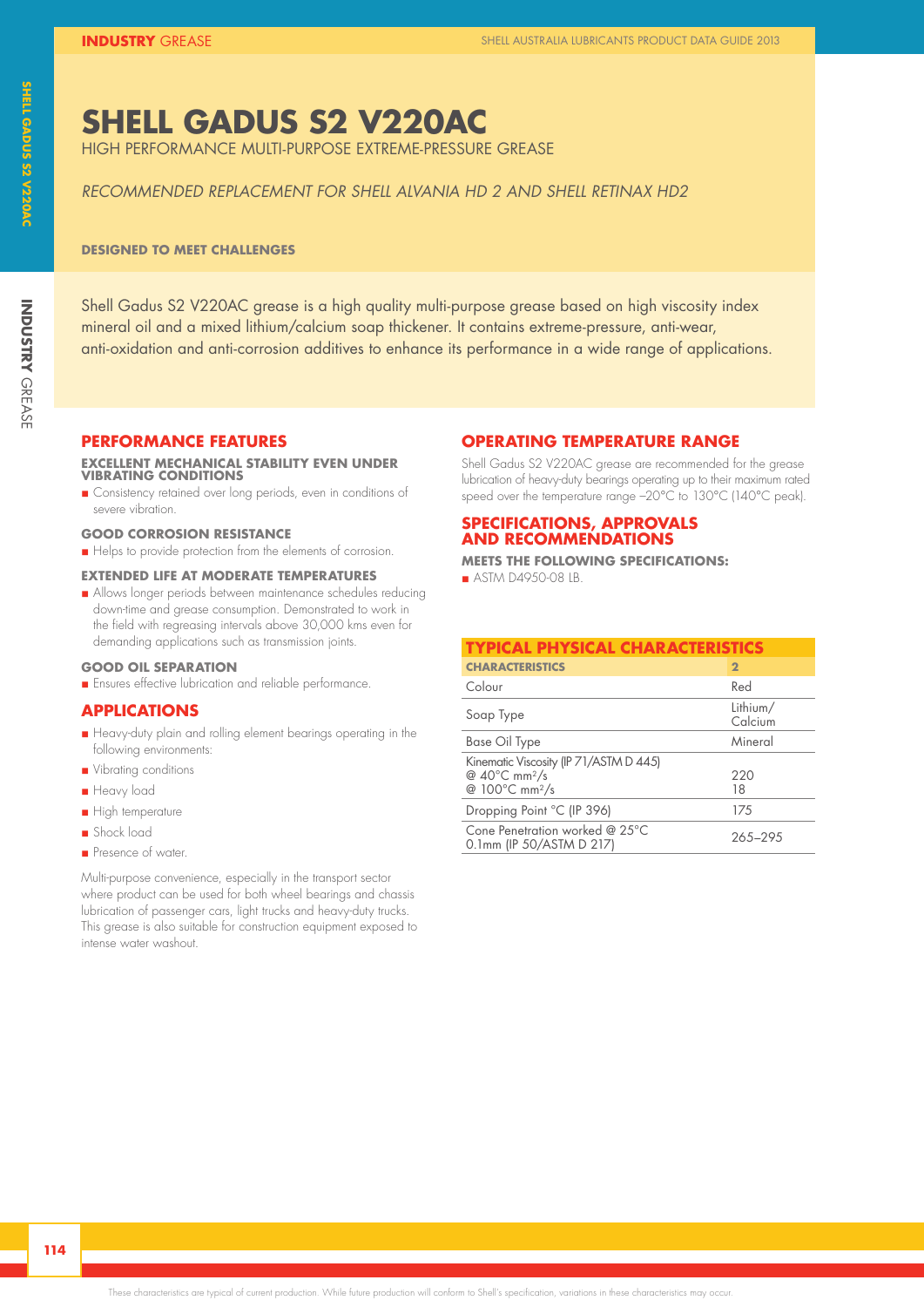# SHELL GADUS S2 V220AC

HIGH PERFORMANCE MULTI-PURPOSE EXTREME-PRESSURE GREASE

*RECOMMENDED REPLACEMENT FOR SHELL ALVANIA HD 2 AND SHELL RETINAX HD2*

**DESIGNED TO MEET CHALLENGES**

Shell Gadus S2 V220AC grease is a high quality multi-purpose grease based on high viscosity index mineral oil and a mixed lithium/calcium soap thickener. It contains extreme-pressure, anti-wear, anti-oxidation and anti-corrosion additives to enhance its performance in a wide range of applications.

## PERFORMANCE FEATURES

### EXCELLENT MECHANICAL STABILITY EVEN UNDER VIBRATING CONDITIONS

- Consistency retained over long periods, even in conditions of severe vibration.

### GOOD CORROSION RESISTANCE

- Helps to provide protection from the elements of corrosion.

### EXTENDED LIFE AT MODERATE TEMPERATURES

- Allows longer periods between maintenance schedules reducing down-time and grease consumption. Demonstrated to work in the field with regreasing intervals above 30,000 kms even for demanding applications such as transmission joints.

### GOOD OIL SEPARATION

- Ensures effective lubrication and reliable performance.

## APPLICATIONS

- Heavy-duty plain and rolling element bearings operating in the following environments:
- Vibrating conditions
- Heavy load
- High temperature
- Shock load
- Presence of water.

Multi-purpose convenience, especially in the transport sector where product can be used for both wheel bearings and chassis lubrication of passenger cars, light trucks and heavy-duty trucks. This grease is also suitable for construction equipment exposed to intense water washout.

## OPERATING TEMPERATURE RANGE

Shell Gadus S2 V220AC grease are recommended for the grease lubrication of heavy-duty bearings operating up to their maximum rated speed over the temperature range –20°C to 130°C (140°C peak).

## SPECIFICATIONS, APPROVALS AND RECOMMENDATIONS

**MEETS THE FOLLOWING SPECIFICATIONS:**

- ASTM D4950-08 LB.

## TYPICAL PHYSICAL CHARACTERISTICS

| CHARACTERISTICS | 2 |
|---|---|
| Colour | Red |
| Soap Type | Lithium/ Calcium |
| Base Oil Type | Mineral |
| Kinematic Viscosity (IP 71/ASTM D 445)<br>@ 40°C mm²/s<br>@ 100°C mm²/s | <br>220<br>18 |
| Dropping Point °C (IP 396) | 175 |
| Cone Penetration worked @ 25°C 0.1mm (IP 50/ASTM D 217) | 265–295 |

These characteristics are typical of current production. While future production will conform to Shell's specification, variations in these characteristics may occur.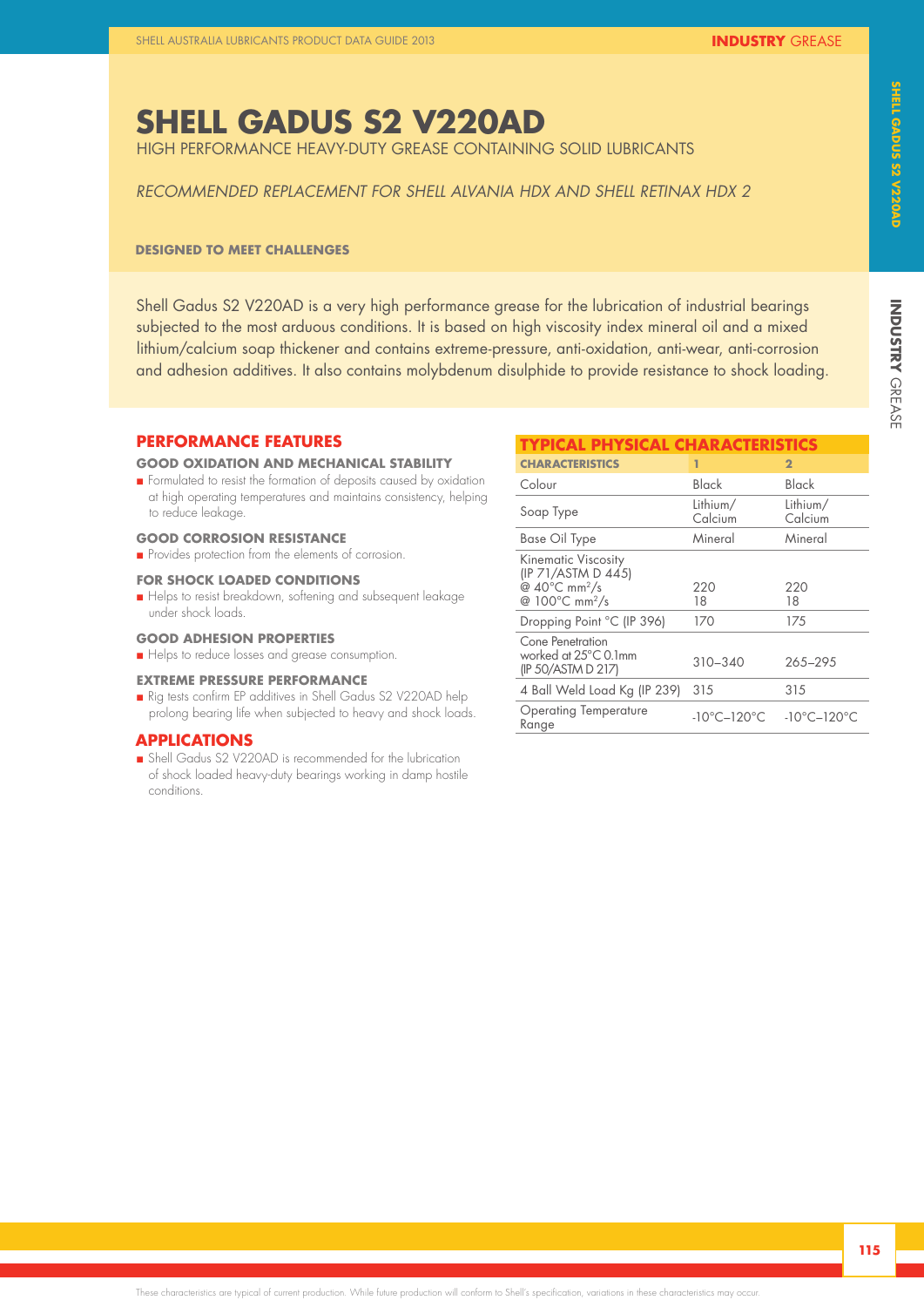# SHELL GADUS S2 V220AD

HIGH PERFORMANCE HEAVY-DUTY GREASE CONTAINING SOLID LUBRICANTS

*RECOMMENDED REPLACEMENT FOR SHELL ALVANIA HDX AND SHELL RETINAX HDX 2*

**DESIGNED TO MEET CHALLENGES**

Shell Gadus S2 V220AD is a very high performance grease for the lubrication of industrial bearings subjected to the most arduous conditions. It is based on high viscosity index mineral oil and a mixed lithium/calcium soap thickener and contains extreme-pressure, anti-oxidation, anti-wear, anti-corrosion and adhesion additives. It also contains molybdenum disulphide to provide resistance to shock loading.

## PERFORMANCE FEATURES

### GOOD OXIDATION AND MECHANICAL STABILITY

- Formulated to resist the formation of deposits caused by oxidation at high operating temperatures and maintains consistency, helping to reduce leakage.

### GOOD CORROSION RESISTANCE

- Provides protection from the elements of corrosion.

### FOR SHOCK LOADED CONDITIONS

- Helps to resist breakdown, softening and subsequent leakage under shock loads.

### GOOD ADHESION PROPERTIES

- Helps to reduce losses and grease consumption.

### EXTREME PRESSURE PERFORMANCE

- Rig tests confirm EP additives in Shell Gadus S2 V220AD help prolong bearing life when subjected to heavy and shock loads.

## APPLICATIONS

- Shell Gadus S2 V220AD is recommended for the lubrication of shock loaded heavy-duty bearings working in damp hostile conditions.

## TYPICAL PHYSICAL CHARACTERISTICS

| CHARACTERISTICS | 1 | 2 |
|---|---|---|
| Colour | Black | Black |
| Soap Type | Lithium/ Calcium | Lithium/ Calcium |
| Base Oil Type | Mineral | Mineral |
| Kinematic Viscosity (IP 71/ASTM D 445) @ 40°C $mm^2/s$ @ 100°C $mm^2/s$ | 220<br>18 | 220<br>18 |
| Dropping Point °C (IP 396) | 170 | 175 |
| Cone Penetration worked at 25°C 0.1mm (IP 50/ASTM D 217) | 310–340 | 265–295 |
| 4 Ball Weld Load Kg (IP 239) | 315 | 315 |
| Operating Temperature Range | -10°C–120°C | -10°C–120°C |

These characteristics are typical of current production. While future production will conform to Shell's specification, variations in these characteristics may occur.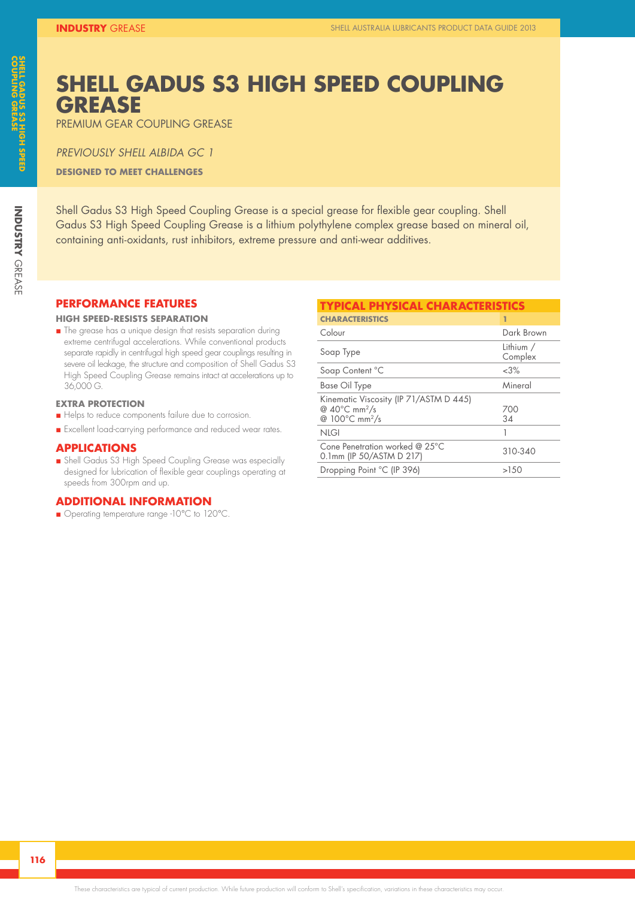# SHELL GADUS S3 HIGH SPEED COUPLING GREASE

PREMIUM GEAR COUPLING GREASE

*PREVIOUSLY SHELL ALBIDA GC 1*

**DESIGNED TO MEET CHALLENGES**

Shell Gadus S3 High Speed Coupling Grease is a special grease for flexible gear coupling. Shell Gadus S3 High Speed Coupling Grease is a lithium polythylene complex grease based on mineral oil, containing anti-oxidants, rust inhibitors, extreme pressure and anti-wear additives.

## PERFORMANCE FEATURES

### HIGH SPEED-RESISTS SEPARATION

- The grease has a unique design that resists separation during extreme centrifugal accelerations. While conventional products separate rapidly in centrifugal high speed gear couplings resulting in severe oil leakage, the structure and composition of Shell Gadus S3 High Speed Coupling Grease remains intact at accelerations up to 36,000 G.

### EXTRA PROTECTION

- Helps to reduce components failure due to corrosion.
- Excellent load-carrying performance and reduced wear rates.

## APPLICATIONS

- Shell Gadus S3 High Speed Coupling Grease was especially designed for lubrication of flexible gear couplings operating at speeds from 300rpm and up.

## ADDITIONAL INFORMATION

- Operating temperature range -10°C to 120°C.

## TYPICAL PHYSICAL CHARACTERISTICS

| CHARACTERISTICS | 1 |
|---|---|
| Colour | Dark Brown |
| Soap Type | Lithium / Complex |
| Soap Content °C | <3% |
| Base Oil Type | Mineral |
| Kinematic Viscosity (IP 71/ASTM D 445)<br>@ 40°C $mm^2/s$<br>@ 100°C $mm^2/s$ | <br>700<br>34 |
| NLGI | 1 |
| Cone Penetration worked @ 25°C 0.1mm (IP 50/ASTM D 217) | 310-340 |
| Dropping Point °C (IP 396) | >150 |

These characteristics are typical of current production. While future production will conform to Shell's specification, variations in these characteristics may occur.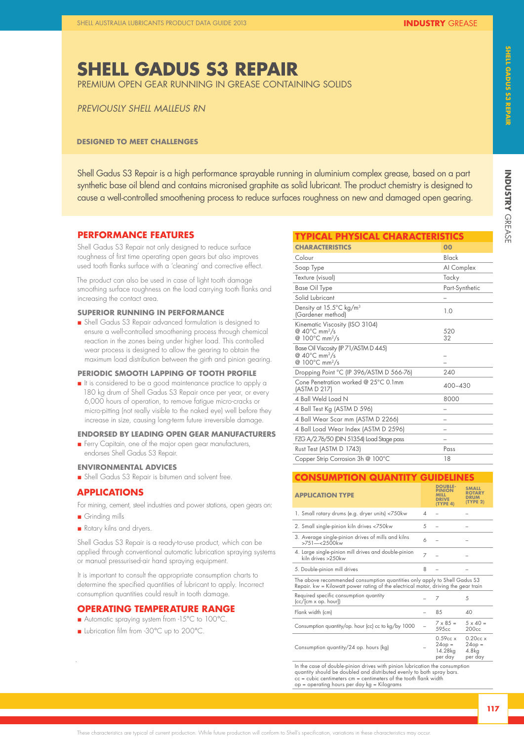# SHELL GADUS S3 REPAIR

PREMIUM OPEN GEAR RUNNING IN GREASE CONTAINING SOLIDS

*PREVIOUSLY SHELL MALLEUS RN*

**DESIGNED TO MEET CHALLENGES**

Shell Gadus S3 Repair is a high performance sprayable running in aluminium complex grease, based on a part synthetic base oil blend and contains micronised graphite as solid lubricant. The product chemistry is designed to cause a well-controlled smoothening process to reduce surfaces roughness on new and damaged open gearing.

## PERFORMANCE FEATURES

Shell Gadus S3 Repair not only designed to reduce surface roughness of first time operating open gears but also improves used tooth flanks surface with a 'cleaning' and corrective effect.

The product can also be used in case of light tooth damage smoothing surface roughness on the load carrying tooth flanks and increasing the contact area.

### SUPERIOR RUNNING IN PERFORMANCE

- Shell Gadus S3 Repair advanced formulation is designed to ensure a well-controlled smoothening process through chemical reaction in the zones being under higher load. This controlled wear process is designed to allow the gearing to obtain the maximum load distribution between the girth and pinion gearing.

### PERIODIC SMOOTH LAPPING OF TOOTH PROFILE

- It is considered to be a good maintenance practice to apply a 180 kg drum of Shell Gadus S3 Repair once per year, or every 6,000 hours of operation, to remove fatigue micro-cracks or micro-pitting (not really visible to the naked eye) well before they increase in size, causing long-term future irreversible damage.

### ENDORSED BY LEADING OPEN GEAR MANUFACTURERS

- Ferry Capitain, one of the major open gear manufacturers, endorses Shell Gadus S3 Repair.

### ENVIRONMENTAL ADVICES

- Shell Gadus S3 Repair is bitumen and solvent free.

## APPLICATIONS

For mining, cement, steel industries and power stations, open gears on:

- Grinding mills
- Rotary kilns and dryers.

Shell Gadus S3 Repair is a ready-to-use product, which can be applied through conventional automatic lubrication spraying systems or manual pressurised-air hand spraying equipment.

It is important to consult the appropriate consumption charts to determine the specified quantities of lubricant to apply. Incorrect consumption quantities could result in tooth damage.

## OPERATING TEMPERATURE RANGE

- Automatic spraying system from -15°C to 100°C.
- Lubrication film from -30°C up to 200°C.

## TYPICAL PHYSICAL CHARACTERISTICS

| CHARACTERISTICS | 00 |
|---|---|
| Colour | Black |
| Soap Type | Al Complex |
| Texture (visual) | Tacky |
| Base Oil Type | Part-Synthetic |
| Solid Lubricant | – |
| Density at 15.5°C kg/m³ (Gardener method) | 1.0 |
| Kinematic Viscosity (ISO 3104) @ 40°C mm²/s @ 100°C mm²/s | 520 32 |
| Base Oil Viscosity (IP 71/ASTM D 445) @ 40°C mm²/s @ 100°C mm²/s | – – |
| Dropping Point °C (IP 396/ASTM D 566-76) | 240 |
| Cone Penetration worked @ 25°C 0.1mm (ASTM D 217) | 400–430 |
| 4 Ball Weld Load N | 8000 |
| 4 Ball Test Kg (ASTM D 596) | – |
| 4 Ball Wear Scar mm (ASTM D 2266) | – |
| 4 Ball Load Wear Index (ASTM D 2596) | – |
| FZG A/2.76/50 (DIN 51354) Load Stage pass | – |
| Rust Test (ASTM D 1743) | Pass |
| Copper Strip Corrosion 3h @ 100°C | 18 |

## CONSUMPTION QUANTITY GUIDELINES

| APPLICATION TYPE | | DOUBLE-PINION MILL DRIVE (TYPE 4) | SMALL ROTARY DRUM (TYPE 2) |
|---|---|---|---|
| 1. Small rotary drums (e.g. dryer units) <750kw | 4 | – | – |
| 2. Small single-pinion kiln drives <750kw | 5 | – | – |
| 3. Average single-pinion drives of mills and kilns >751—<2500kw | 6 | – | – |
| 4. Large single-pinion mill drives and double-pinion kiln drives >250kw | 7 | – | – |
| 5. Double-pinion mill drives | 8 | – | – |
| The above recommended consumption quantities only apply to Shell Gadus S3 Repair. kw = Kilowatt power rating of the electrical motor, driving the gear train | | | |
| Required specific consumption quantity (cc/[cm x op. hour]) | – | 7 | 5 |
| Flank width (cm) | – | 85 | 40 |
| Consumption quantity/op. hour (cc) cc to kg/by 1000 | – | 7 x 85 = 595cc | 5 x 40 = 200cc |
| Consumption quantity/24 op. hours (kg) | – | 0.59cc x 24op = 14.28kg per day | 0.20cc x 24op = 4.8kg per day |

In the case of double-pinion drives with pinion lubrication the consumption quantity should be doubled and distributed evenly to both spray bars.
cc = cubic centimeters cm = centimeters of the tooth flank width
op = operating hours per day kg = Kilograms

These characteristics are typical of current production. While future production will conform to Shell's specification, variations in these characteristics may occur.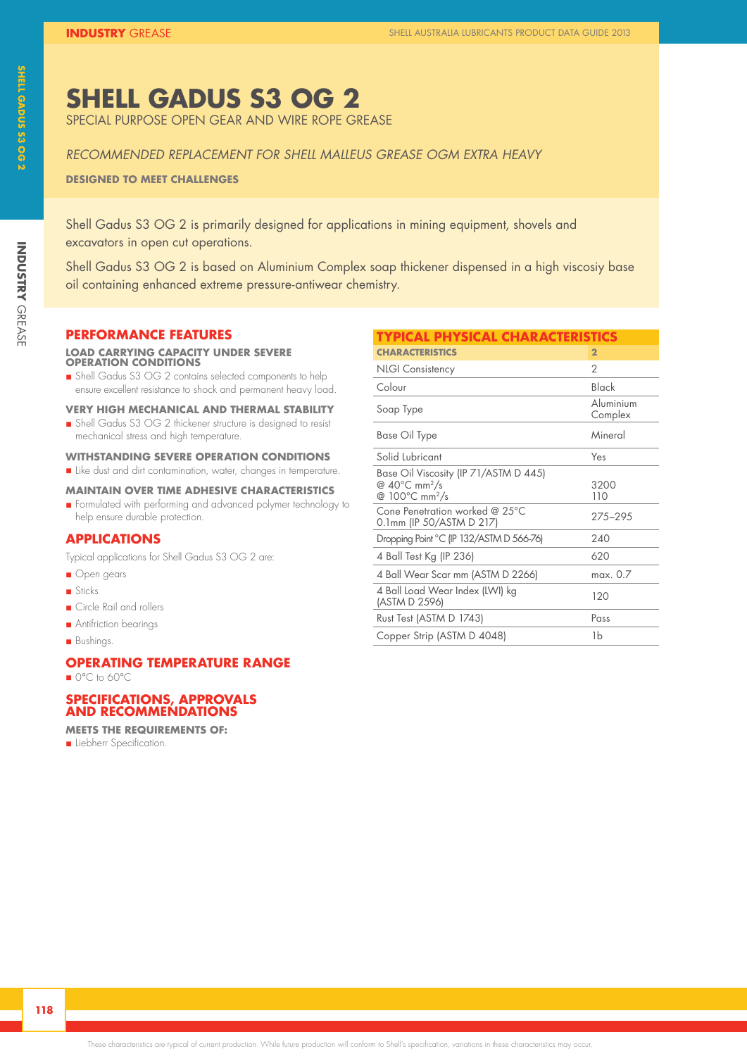# SHELL GADUS S3 OG 2

SPECIAL PURPOSE OPEN GEAR AND WIRE ROPE GREASE

*RECOMMENDED REPLACEMENT FOR SHELL MALLEUS GREASE OGM EXTRA HEAVY*

**DESIGNED TO MEET CHALLENGES**

Shell Gadus S3 OG 2 is primarily designed for applications in mining equipment, shovels and excavators in open cut operations.

Shell Gadus S3 OG 2 is based on Aluminium Complex soap thickener dispensed in a high viscosiy base oil containing enhanced extreme pressure-antiwear chemistry.

## PERFORMANCE FEATURES

### LOAD CARRYING CAPACITY UNDER SEVERE OPERATION CONDITIONS

- Shell Gadus S3 OG 2 contains selected components to help ensure excellent resistance to shock and permanent heavy load.

### VERY HIGH MECHANICAL AND THERMAL STABILITY

- Shell Gadus S3 OG 2 thickener structure is designed to resist mechanical stress and high temperature.

### WITHSTANDING SEVERE OPERATION CONDITIONS

- Like dust and dirt contamination, water, changes in temperature.

### MAINTAIN OVER TIME ADHESIVE CHARACTERISTICS

- Formulated with performing and advanced polymer technology to help ensure durable protection.

## APPLICATIONS

Typical applications for Shell Gadus S3 OG 2 are:

- Open gears
- Sticks
- Circle Rail and rollers
- Antifriction bearings
- Bushings.

## OPERATING TEMPERATURE RANGE

- 0°C to 60°C

## SPECIFICATIONS, APPROVALS AND RECOMMENDATIONS

### MEETS THE REQUIREMENTS OF:

- Liebherr Specification.

## TYPICAL PHYSICAL CHARACTERISTICS

| CHARACTERISTICS | 2 |
|---|---|
| NLGI Consistency | 2 |
| Colour | Black |
| Soap Type | Aluminium Complex |
| Base Oil Type | Mineral |
| Solid Lubricant | Yes |
| Base Oil Viscosity (IP 71/ASTM D 445) @ 40°C $mm^2/s$ @ 100°C $mm^2/s$ | 3200<br>110 |
| Cone Penetration worked @ 25°C 0.1mm (IP 50/ASTM D 217) | 275–295 |
| Dropping Point °C (IP 132/ASTM D 566-76) | 240 |
| 4 Ball Test Kg (IP 236) | 620 |
| 4 Ball Wear Scar mm (ASTM D 2266) | max. 0.7 |
| 4 Ball Load Wear Index (LWI) kg (ASTM D 2596) | 120 |
| Rust Test (ASTM D 1743) | Pass |
| Copper Strip (ASTM D 4048) | 1b |

These characteristics are typical of current production. While future production will conform to Shell's specification, variations in these characteristics may occur.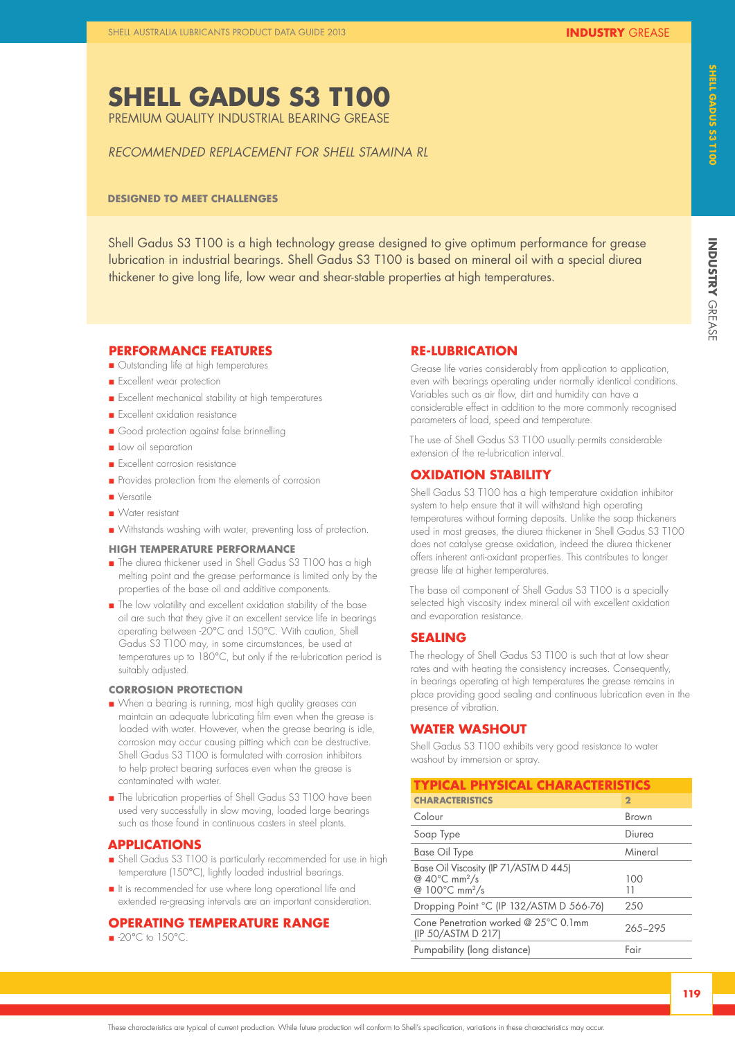# SHELL GADUS S3 T100

PREMIUM QUALITY INDUSTRIAL BEARING GREASE

*RECOMMENDED REPLACEMENT FOR SHELL STAMINA RL*

**DESIGNED TO MEET CHALLENGES**

Shell Gadus S3 T100 is a high technology grease designed to give optimum performance for grease lubrication in industrial bearings. Shell Gadus S3 T100 is based on mineral oil with a special diurea thickener to give long life, low wear and shear-stable properties at high temperatures.

## PERFORMANCE FEATURES

- Outstanding life at high temperatures
- Excellent wear protection
- Excellent mechanical stability at high temperatures
- Excellent oxidation resistance
- Good protection against false brinnelling
- Low oil separation
- Excellent corrosion resistance
- Provides protection from the elements of corrosion
- Versatile
- Water resistant
- Withstands washing with water, preventing loss of protection.

### HIGH TEMPERATURE PERFORMANCE

- The diurea thickener used in Shell Gadus S3 T100 has a high melting point and the grease performance is limited only by the properties of the base oil and additive components.
- The low volatility and excellent oxidation stability of the base oil are such that they give it an excellent service life in bearings operating between -20°C and 150°C. With caution, Shell Gadus S3 T100 may, in some circumstances, be used at temperatures up to 180°C, but only if the re-lubrication period is suitably adjusted.

### CORROSION PROTECTION

- When a bearing is running, most high quality greases can maintain an adequate lubricating film even when the grease is loaded with water. However, when the grease bearing is idle, corrosion may occur causing pitting which can be destructive. Shell Gadus S3 T100 is formulated with corrosion inhibitors to help protect bearing surfaces even when the grease is contaminated with water.
- The lubrication properties of Shell Gadus S3 T100 have been used very successfully in slow moving, loaded large bearings such as those found in continuous casters in steel plants.

## APPLICATIONS

- Shell Gadus S3 T100 is particularly recommended for use in high temperature (150°C), lightly loaded industrial bearings.
- It is recommended for use where long operational life and extended re-greasing intervals are an important consideration.

## OPERATING TEMPERATURE RANGE

- -20°C to 150°C.

## RE-LUBRICATION

Grease life varies considerably from application to application, even with bearings operating under normally identical conditions. Variables such as air flow, dirt and humidity can have a considerable effect in addition to the more commonly recognised parameters of load, speed and temperature.

The use of Shell Gadus S3 T100 usually permits considerable extension of the re-lubrication interval.

## OXIDATION STABILITY

Shell Gadus S3 T100 has a high temperature oxidation inhibitor system to help ensure that it will withstand high operating temperatures without forming deposits. Unlike the soap thickeners used in most greases, the diurea thickener in Shell Gadus S3 T100 does not catalyse grease oxidation, indeed the diurea thickener offers inherent anti-oxidant properties. This contributes to longer grease life at higher temperatures.

The base oil component of Shell Gadus S3 T100 is a specially selected high viscosity index mineral oil with excellent oxidation and evaporation resistance.

## SEALING

The rheology of Shell Gadus S3 T100 is such that at low shear rates and with heating the consistency increases. Consequently, in bearings operating at high temperatures the grease remains in place providing good sealing and continuous lubrication even in the presence of vibration.

## WATER WASHOUT

Shell Gadus S3 T100 exhibits very good resistance to water washout by immersion or spray.

## TYPICAL PHYSICAL CHARACTERISTICS

| CHARACTERISTICS | 2 |
|---|---|
| Colour | Brown |
| Soap Type | Diurea |
| Base Oil Type | Mineral |
| Base Oil Viscosity (IP 71/ASTM D 445)<br>@ 40°C $mm^2/s$<br>@ 100°C $mm^2/s$ | <br>100<br>11 |
| Dropping Point °C (IP 132/ASTM D 566-76) | 250 |
| Cone Penetration worked @ 25°C 0.1mm (IP 50/ASTM D 217) | 265–295 |
| Pumpability (long distance) | Fair |

These characteristics are typical of current production. While future production will conform to Shell's specification, variations in these characteristics may occur.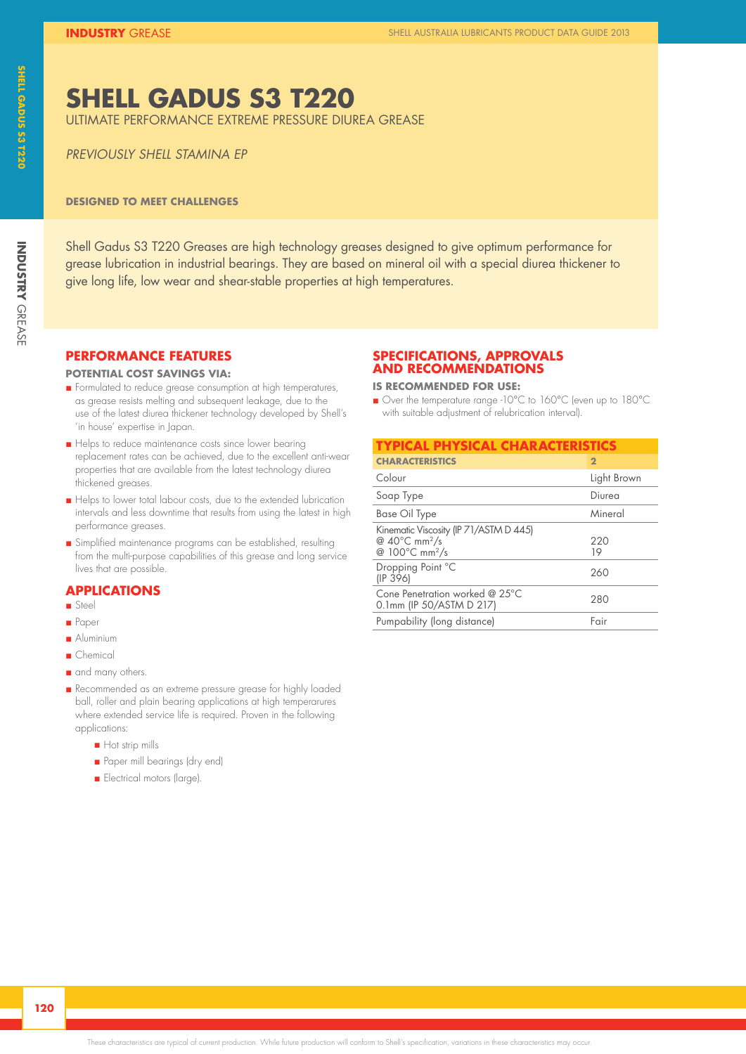# SHELL GADUS S3 T220

ULTIMATE PERFORMANCE EXTREME PRESSURE DIUREA GREASE

*PREVIOUSLY SHELL STAMINA EP*

**DESIGNED TO MEET CHALLENGES**

Shell Gadus S3 T220 Greases are high technology greases designed to give optimum performance for grease lubrication in industrial bearings. They are based on mineral oil with a special diurea thickener to give long life, low wear and shear-stable properties at high temperatures.

## PERFORMANCE FEATURES

**POTENTIAL COST SAVINGS VIA:**

- Formulated to reduce grease consumption at high temperatures, as grease resists melting and subsequent leakage, due to the use of the latest diurea thickener technology developed by Shell's 'in house' expertise in Japan.
- Helps to reduce maintenance costs since lower bearing replacement rates can be achieved, due to the excellent anti-wear properties that are available from the latest technology diurea thickened greases.
- Helps to lower total labour costs, due to the extended lubrication intervals and less downtime that results from using the latest in high performance greases.
- Simplified maintenance programs can be established, resulting from the multi-purpose capabilities of this grease and long service lives that are possible.

## APPLICATIONS

- Steel
- Paper
- Aluminium
- Chemical
- and many others.
- Recommended as an extreme pressure grease for highly loaded ball, roller and plain bearing applications at high temperarures where extended service life is required. Proven in the following applications:
  - Hot strip mills
  - Paper mill bearings (dry end)
  - Electrical motors (large).

## SPECIFICATIONS, APPROVALS AND RECOMMENDATIONS

**IS RECOMMENDED FOR USE:**

- Over the temperature range -10°C to 160°C (even up to 180°C with suitable adjustment of relubrication interval).

## TYPICAL PHYSICAL CHARACTERISTICS

| CHARACTERISTICS | 2 |
|---|---|
| Colour | Light Brown |
| Soap Type | Diurea |
| Base Oil Type | Mineral |
| Kinematic Viscosity (IP 71/ASTM D 445)<br>@ 40°C $mm^2/s$<br>@ 100°C $mm^2/s$ | <br>220<br>19 |
| Dropping Point °C (IP 396) | 260 |
| Cone Penetration worked @ 25°C 0.1mm (IP 50/ASTM D 217) | 280 |
| Pumpability (long distance) | Fair |

These characteristics are typical of current production. While future production will conform to Shell's specification, variations in these characteristics may occur.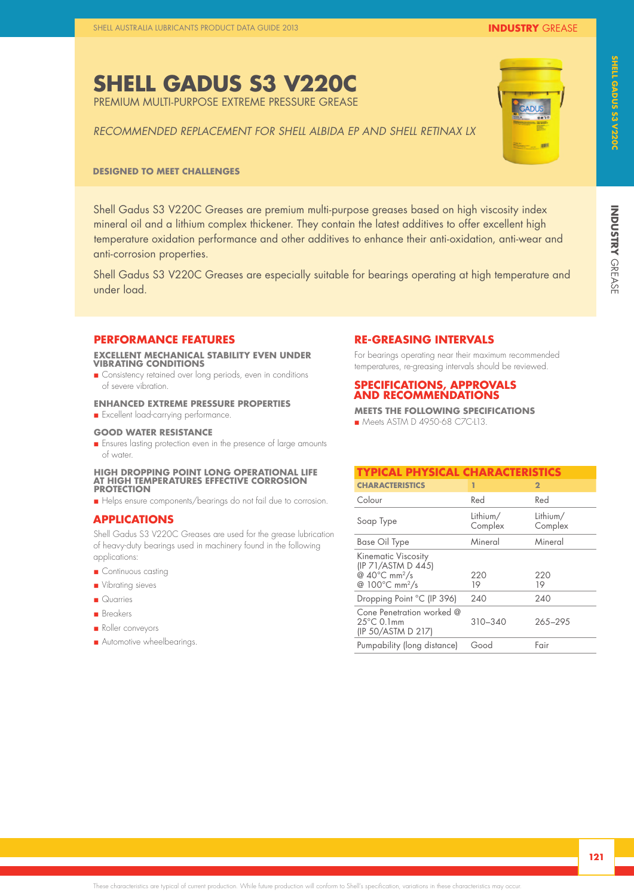# SHELL GADUS S3 V220C

PREMIUM MULTI-PURPOSE EXTREME PRESSURE GREASE

*RECOMMENDED REPLACEMENT FOR SHELL ALBIDA EP AND SHELL RETINAX LX*

**DESIGNED TO MEET CHALLENGES**

Shell Gadus S3 V220C Greases are premium multi-purpose greases based on high viscosity index mineral oil and a lithium complex thickener. They contain the latest additives to offer excellent high temperature oxidation performance and other additives to enhance their anti-oxidation, anti-wear and anti-corrosion properties.

Shell Gadus S3 V220C Greases are especially suitable for bearings operating at high temperature and under load.

## PERFORMANCE FEATURES

**EXCELLENT MECHANICAL STABILITY EVEN UNDER VIBRATING CONDITIONS**

- Consistency retained over long periods, even in conditions of severe vibration.

**ENHANCED EXTREME PRESSURE PROPERTIES**

- Excellent load-carrying performance.

**GOOD WATER RESISTANCE**

- Ensures lasting protection even in the presence of large amounts of water.

**HIGH DROPPING POINT LONG OPERATIONAL LIFE AT HIGH TEMPERATURES EFFECTIVE CORROSION PROTECTION**

- Helps ensure components/bearings do not fail due to corrosion.

## APPLICATIONS

Shell Gadus S3 V220C Greases are used for the grease lubrication of heavy-duty bearings used in machinery found in the following applications:

- Continuous casting
- Vibrating sieves
- Quarries
- Breakers
- Roller conveyors
- Automotive wheelbearings.

## RE-GREASING INTERVALS

For bearings operating near their maximum recommended temperatures, re-greasing intervals should be reviewed.

## SPECIFICATIONS, APPROVALS AND RECOMMENDATIONS

**MEETS THE FOLLOWING SPECIFICATIONS**

- Meets ASTM D 4950-68 C7C-L13.

## TYPICAL PHYSICAL CHARACTERISTICS

| CHARACTERISTICS | 1 | 2 |
|---|---|---|
| Colour | Red | Red |
| Soap Type | Lithium/ Complex | Lithium/ Complex |
| Base Oil Type | Mineral | Mineral |
| Kinematic Viscosity (IP 71/ASTM D 445) @ 40°C $mm^2/s$ @ 100°C $mm^2/s$ | 220 19 | 220 19 |
| Dropping Point °C (IP 396) | 240 | 240 |
| Cone Penetration worked @ 25°C 0.1mm (IP 50/ASTM D 217) | 310–340 | 265–295 |
| Pumpability (long distance) | Good | Fair |

These characteristics are typical of current production. While future production will conform to Shell's specification, variations in these characteristics may occur.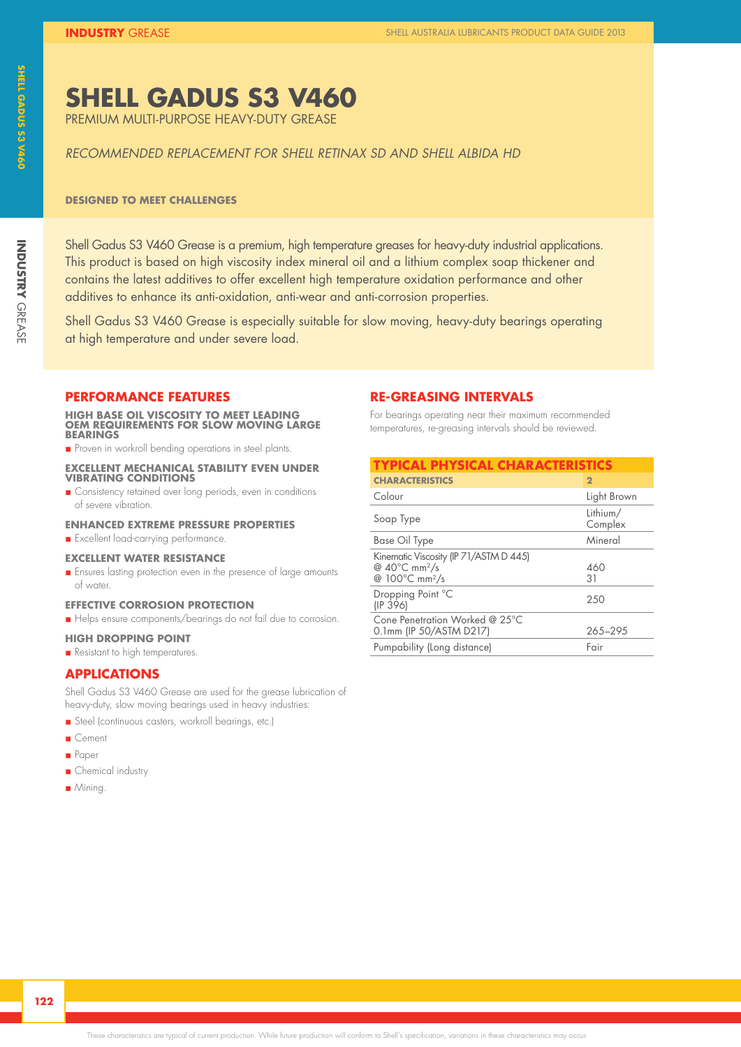# SHELL GADUS S3 V460

PREMIUM MULTI-PURPOSE HEAVY-DUTY GREASE

*RECOMMENDED REPLACEMENT FOR SHELL RETINAX SD AND SHELL ALBIDA HD*

**DESIGNED TO MEET CHALLENGES**

Shell Gadus S3 V460 Grease is a premium, high temperature greases for heavy-duty industrial applications. This product is based on high viscosity index mineral oil and a lithium complex soap thickener and contains the latest additives to offer excellent high temperature oxidation performance and other additives to enhance its anti-oxidation, anti-wear and anti-corrosion properties.

Shell Gadus S3 V460 Grease is especially suitable for slow moving, heavy-duty bearings operating at high temperature and under severe load.

## PERFORMANCE FEATURES

**HIGH BASE OIL VISCOSITY TO MEET LEADING OEM REQUIREMENTS FOR SLOW MOVING LARGE BEARINGS**

- Proven in workroll bending operations in steel plants.

**EXCELLENT MECHANICAL STABILITY EVEN UNDER VIBRATING CONDITIONS**

- Consistency retained over long periods, even in conditions of severe vibration.

**ENHANCED EXTREME PRESSURE PROPERTIES**

- Excellent load-carrying performance.

**EXCELLENT WATER RESISTANCE**

- Ensures lasting protection even in the presence of large amounts of water.

**EFFECTIVE CORROSION PROTECTION**

- Helps ensure components/bearings do not fail due to corrosion.

**HIGH DROPPING POINT**

- Resistant to high temperatures.

## APPLICATIONS

Shell Gadus S3 V460 Grease are used for the grease lubrication of heavy-duty, slow moving bearings used in heavy industries:

- Steel (continuous casters, workroll bearings, etc.)
- Cement
- Paper
- Chemical industry
- Mining.

## RE-GREASING INTERVALS

For bearings operating near their maximum recommended temperatures, re-greasing intervals should be reviewed.

## TYPICAL PHYSICAL CHARACTERISTICS

| CHARACTERISTICS | 2 |
|---|---|
| Colour | Light Brown |
| Soap Type | Lithium/ Complex |
| Base Oil Type | Mineral |
| Kinematic Viscosity (IP 71/ASTM D 445) | |
| @ 40°C mm²/s | 460 |
| @ 100°C mm²/s | 31 |
| Dropping Point °C (IP 396) | 250 |
| Cone Penetration Worked @ 25°C 0.1mm (IP 50/ASTM D217) | 265–295 |
| Pumpability (Long distance) | Fair |

These characteristics are typical of current production. While future production will conform to Shell's specification, variations in these characteristics may occur.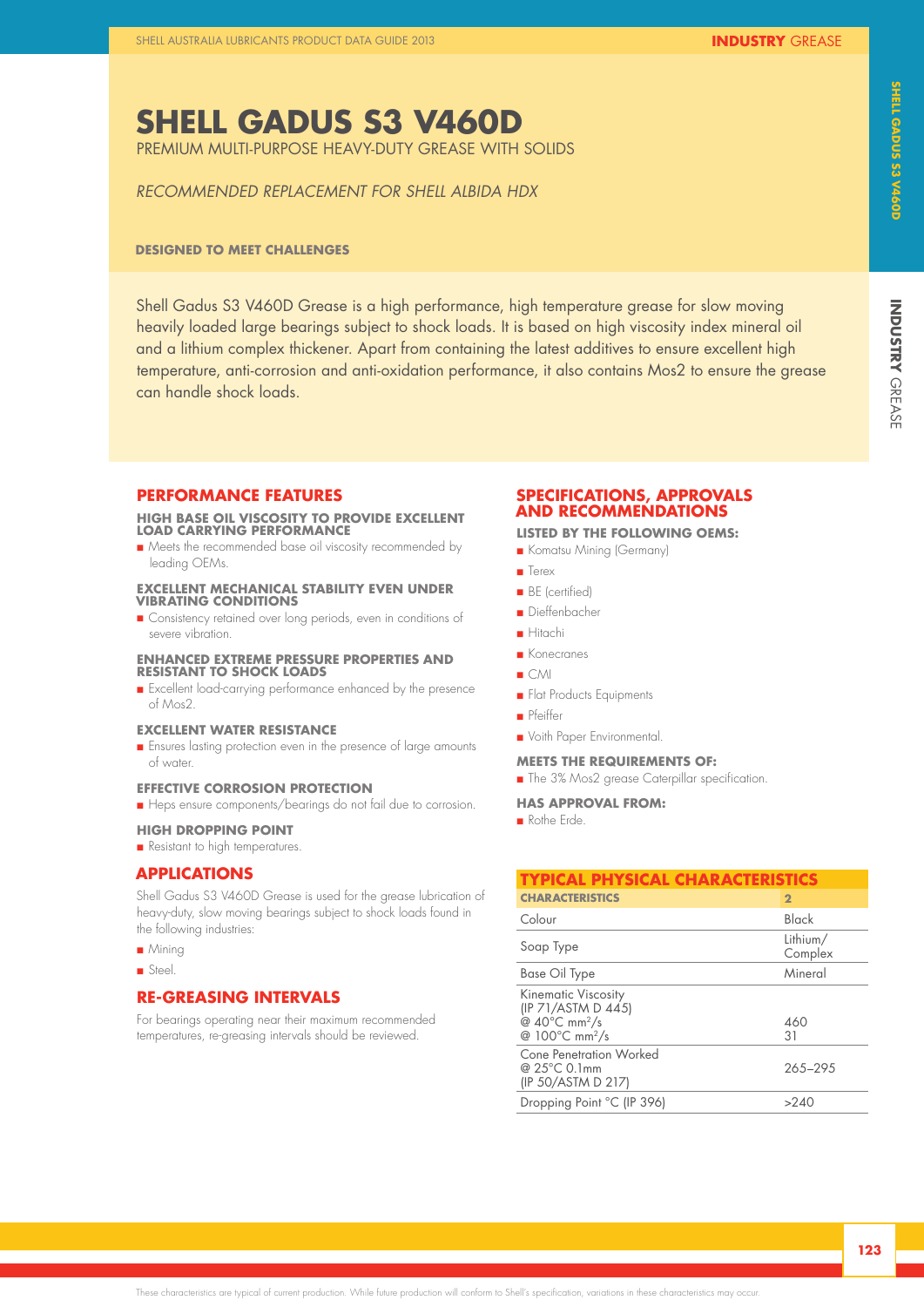# SHELL GADUS S3 V460D

PREMIUM MULTI-PURPOSE HEAVY-DUTY GREASE WITH SOLIDS

*RECOMMENDED REPLACEMENT FOR SHELL ALBIDA HDX*

**DESIGNED TO MEET CHALLENGES**

Shell Gadus S3 V460D Grease is a high performance, high temperature grease for slow moving heavily loaded large bearings subject to shock loads. It is based on high viscosity index mineral oil and a lithium complex thickener. Apart from containing the latest additives to ensure excellent high temperature, anti-corrosion and anti-oxidation performance, it also contains Mos2 to ensure the grease can handle shock loads.

## PERFORMANCE FEATURES

### HIGH BASE OIL VISCOSITY TO PROVIDE EXCELLENT LOAD CARRYING PERFORMANCE

- Meets the recommended base oil viscosity recommended by leading OEMs.

### EXCELLENT MECHANICAL STABILITY EVEN UNDER VIBRATING CONDITIONS

- Consistency retained over long periods, even in conditions of severe vibration.

### ENHANCED EXTREME PRESSURE PROPERTIES AND RESISTANT TO SHOCK LOADS

- Excellent load-carrying performance enhanced by the presence of Mos2.

### EXCELLENT WATER RESISTANCE

- Ensures lasting protection even in the presence of large amounts of water.

### EFFECTIVE CORROSION PROTECTION

- Heps ensure components/bearings do not fail due to corrosion.

### HIGH DROPPING POINT

- Resistant to high temperatures.

## APPLICATIONS

Shell Gadus S3 V460D Grease is used for the grease lubrication of heavy-duty, slow moving bearings subject to shock loads found in the following industries:

- Mining
- Steel.

## RE-GREASING INTERVALS

For bearings operating near their maximum recommended temperatures, re-greasing intervals should be reviewed.

## SPECIFICATIONS, APPROVALS AND RECOMMENDATIONS

### LISTED BY THE FOLLOWING OEMS:

- Komatsu Mining (Germany)
- Terex
- BE (certified)
- Dieffenbacher
- Hitachi
- Konecranes
- CMI
- Flat Products Equipments
- Pfeiffer
- Voith Paper Environmental.

### MEETS THE REQUIREMENTS OF:

- The 3% Mos2 grease Caterpillar specification.

### HAS APPROVAL FROM:

- Rothe Erde.

## TYPICAL PHYSICAL CHARACTERISTICS

| CHARACTERISTICS | 2 |
|---|---|
| Colour | Black |
| Soap Type | Lithium/ Complex |
| Base Oil Type | Mineral |
| Kinematic Viscosity (IP 71/ASTM D 445) @ 40°C $mm^2/s$ @ 100°C $mm^2/s$ | 460 31 |
| Cone Penetration Worked @ 25°C 0.1mm (IP 50/ASTM D 217) | 265–295 |
| Dropping Point °C (IP 396) | >240 |

These characteristics are typical of current production. While future production will conform to Shell's specification, variations in these characteristics may occur.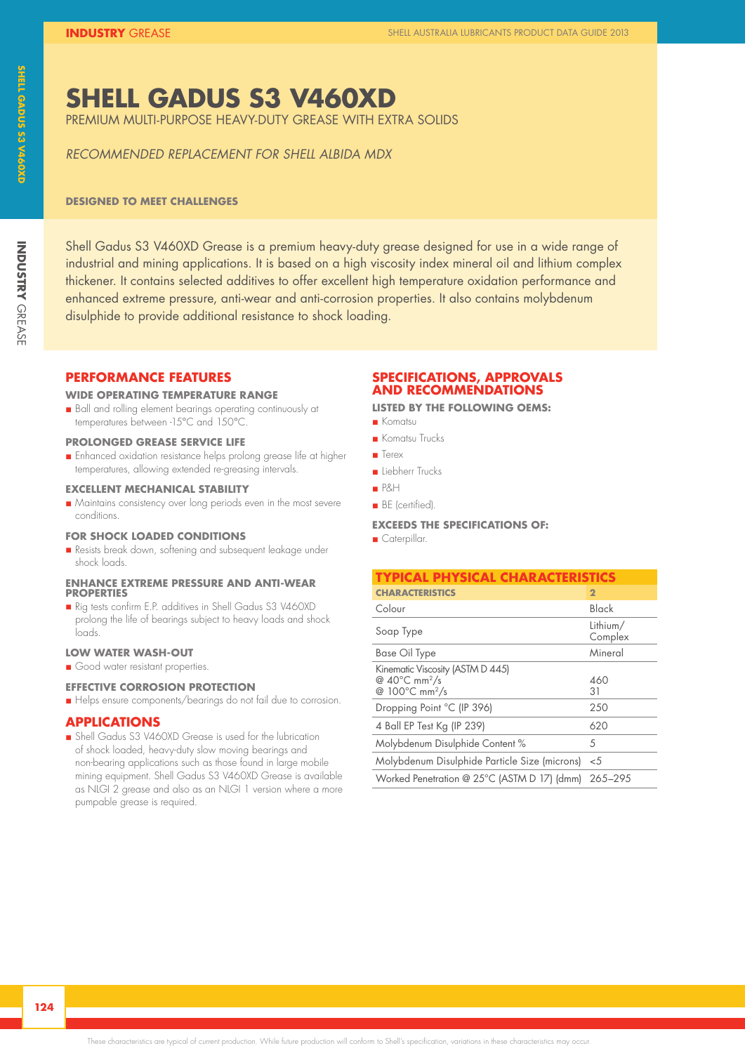# SHELL GADUS S3 V460XD

PREMIUM MULTI-PURPOSE HEAVY-DUTY GREASE WITH EXTRA SOLIDS

*RECOMMENDED REPLACEMENT FOR SHELL ALBIDA MDX*

**DESIGNED TO MEET CHALLENGES**

Shell Gadus S3 V460XD Grease is a premium heavy-duty grease designed for use in a wide range of industrial and mining applications. It is based on a high viscosity index mineral oil and lithium complex thickener. It contains selected additives to offer excellent high temperature oxidation performance and enhanced extreme pressure, anti-wear and anti-corrosion properties. It also contains molybdenum disulphide to provide additional resistance to shock loading.

## PERFORMANCE FEATURES

### WIDE OPERATING TEMPERATURE RANGE

- Ball and rolling element bearings operating continuously at temperatures between -15°C and 150°C.

### PROLONGED GREASE SERVICE LIFE

- Enhanced oxidation resistance helps prolong grease life at higher temperatures, allowing extended re-greasing intervals.

### EXCELLENT MECHANICAL STABILITY

- Maintains consistency over long periods even in the most severe conditions.

### FOR SHOCK LOADED CONDITIONS

- Resists break down, softening and subsequent leakage under shock loads.

### ENHANCE EXTREME PRESSURE AND ANTI-WEAR PROPERTIES

- Rig tests confirm E.P. additives in Shell Gadus S3 V460XD prolong the life of bearings subject to heavy loads and shock loads.

### LOW WATER WASH-OUT

- Good water resistant properties.

### EFFECTIVE CORROSION PROTECTION

- Helps ensure components/bearings do not fail due to corrosion.

## APPLICATIONS

- Shell Gadus S3 V460XD Grease is used for the lubrication of shock loaded, heavy-duty slow moving bearings and non-bearing applications such as those found in large mobile mining equipment. Shell Gadus S3 V460XD Grease is available as NLGI 2 grease and also as an NLGI 1 version where a more pumpable grease is required.

## SPECIFICATIONS, APPROVALS AND RECOMMENDATIONS

### LISTED BY THE FOLLOWING OEMS:

- Komatsu
- Komatsu Trucks
- Terex
- Liebherr Trucks
- P&H
- BE (certified).

### EXCEEDS THE SPECIFICATIONS OF:

- Caterpillar.

## TYPICAL PHYSICAL CHARACTERISTICS

| CHARACTERISTICS | 2 |
|---|---|
| Colour | Black |
| Soap Type | Lithium/ Complex |
| Base Oil Type | Mineral |
| Kinematic Viscosity (ASTM D 445) @ 40°C $mm^2/s$ @ 100°C $mm^2/s$ | 460 31 |
| Dropping Point °C (IP 396) | 250 |
| 4 Ball EP Test Kg (IP 239) | 620 |
| Molybdenum Disulphide Content % | 5 |
| Molybdenum Disulphide Particle Size (microns) | <5 |
| Worked Penetration @ 25°C (ASTM D 17) (dmm) | 265–295 |

These characteristics are typical of current production. While future production will conform to Shell's specification, variations in these characteristics may occur.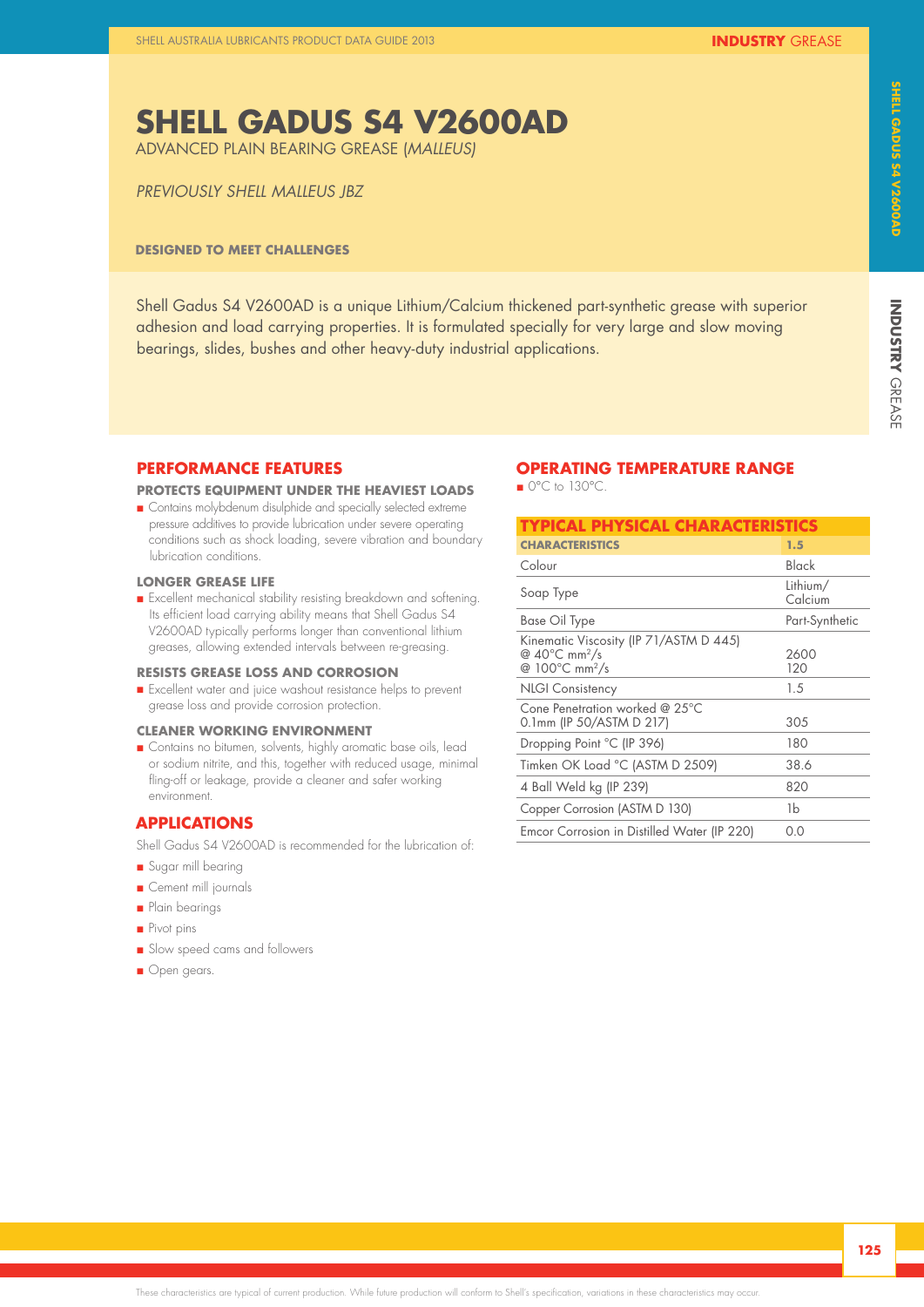# SHELL GADUS S4 V2600AD

ADVANCED PLAIN BEARING GREASE (*MALLEUS*)

*PREVIOUSLY SHELL MALLEUS JBZ*

**DESIGNED TO MEET CHALLENGES**

Shell Gadus S4 V2600AD is a unique Lithium/Calcium thickened part-synthetic grease with superior adhesion and load carrying properties. It is formulated specially for very large and slow moving bearings, slides, bushes and other heavy-duty industrial applications.

## PERFORMANCE FEATURES

### PROTECTS EQUIPMENT UNDER THE HEAVIEST LOADS

- Contains molybdenum disulphide and specially selected extreme pressure additives to provide lubrication under severe operating conditions such as shock loading, severe vibration and boundary lubrication conditions.

### LONGER GREASE LIFE

- Excellent mechanical stability resisting breakdown and softening. Its efficient load carrying ability means that Shell Gadus S4 V2600AD typically performs longer than conventional lithium greases, allowing extended intervals between re-greasing.

### RESISTS GREASE LOSS AND CORROSION

- Excellent water and juice washout resistance helps to prevent grease loss and provide corrosion protection.

### CLEANER WORKING ENVIRONMENT

- Contains no bitumen, solvents, highly aromatic base oils, lead or sodium nitrite, and this, together with reduced usage, minimal fling-off or leakage, provide a cleaner and safer working environment.

## APPLICATIONS

Shell Gadus S4 V2600AD is recommended for the lubrication of:

- Sugar mill bearing
- Cement mill journals
- Plain bearings
- Pivot pins
- Slow speed cams and followers
- Open gears.

## OPERATING TEMPERATURE RANGE

- 0°C to 130°C.

## TYPICAL PHYSICAL CHARACTERISTICS

| CHARACTERISTICS | 1.5 |
|---|---|
| Colour | Black |
| Soap Type | Lithium/ Calcium |
| Base Oil Type | Part-Synthetic |
| Kinematic Viscosity (IP 71/ASTM D 445) @ 40°C $mm^2/s$ @ 100°C $mm^2/s$ | 2600 120 |
| NLGI Consistency | 1.5 |
| Cone Penetration worked @ 25°C 0.1mm (IP 50/ASTM D 217) | 305 |
| Dropping Point °C (IP 396) | 180 |
| Timken OK Load °C (ASTM D 2509) | 38.6 |
| 4 Ball Weld kg (IP 239) | 820 |
| Copper Corrosion (ASTM D 130) | 1b |
| Emcor Corrosion in Distilled Water (IP 220) | 0.0 |

These characteristics are typical of current production. While future production will conform to Shell's specification, variations in these characteristics may occur.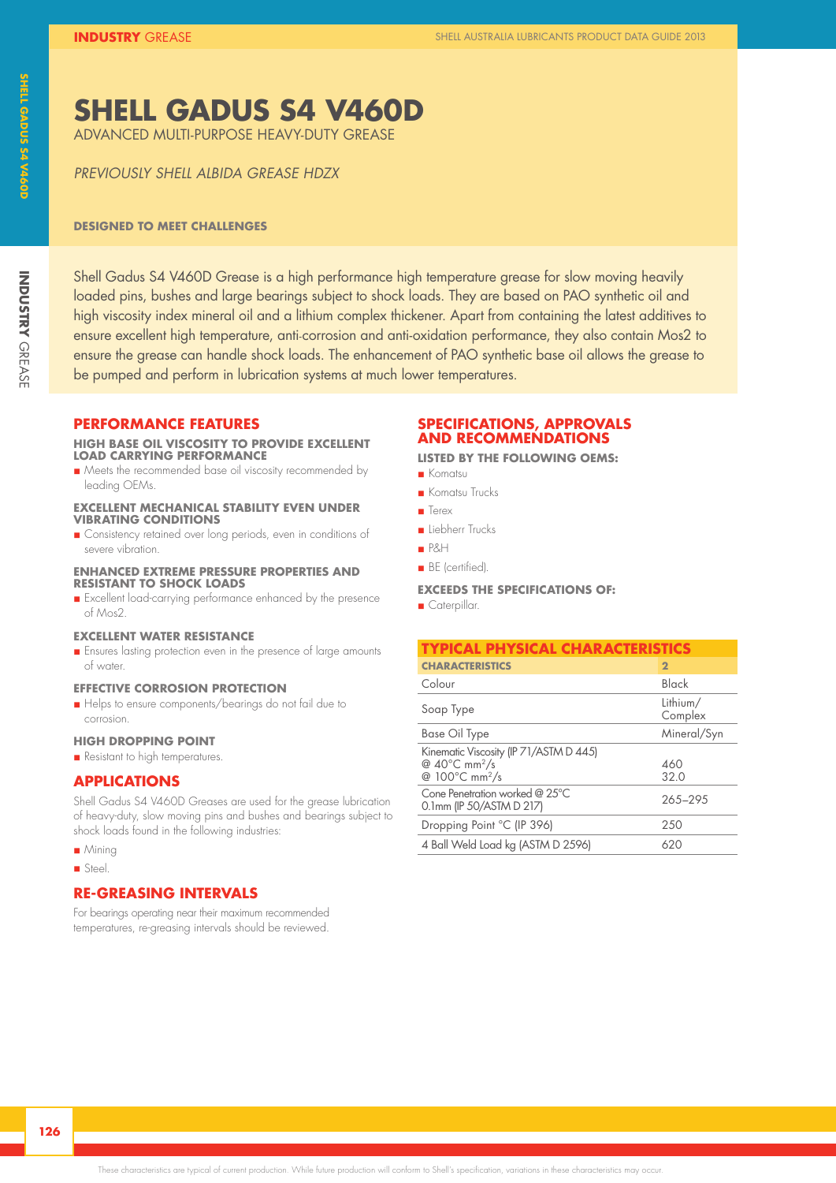# SHELL GADUS S4 V460D

ADVANCED MULTI-PURPOSE HEAVY-DUTY GREASE

*PREVIOUSLY SHELL ALBIDA GREASE HDZX*

**DESIGNED TO MEET CHALLENGES**

Shell Gadus S4 V460D Grease is a high performance high temperature grease for slow moving heavily loaded pins, bushes and large bearings subject to shock loads. They are based on PAO synthetic oil and high viscosity index mineral oil and a lithium complex thickener. Apart from containing the latest additives to ensure excellent high temperature, anti-corrosion and anti-oxidation performance, they also contain Mos2 to ensure the grease can handle shock loads. The enhancement of PAO synthetic base oil allows the grease to be pumped and perform in lubrication systems at much lower temperatures.

## PERFORMANCE FEATURES

### HIGH BASE OIL VISCOSITY TO PROVIDE EXCELLENT LOAD CARRYING PERFORMANCE

- Meets the recommended base oil viscosity recommended by leading OEMs.

### EXCELLENT MECHANICAL STABILITY EVEN UNDER VIBRATING CONDITIONS

- Consistency retained over long periods, even in conditions of severe vibration.

### ENHANCED EXTREME PRESSURE PROPERTIES AND RESISTANT TO SHOCK LOADS

- Excellent load-carrying performance enhanced by the presence of Mos2.

### EXCELLENT WATER RESISTANCE

- Ensures lasting protection even in the presence of large amounts of water.

### EFFECTIVE CORROSION PROTECTION

- Helps to ensure components/bearings do not fail due to corrosion.

### HIGH DROPPING POINT

- Resistant to high temperatures.

## APPLICATIONS

Shell Gadus S4 V460D Greases are used for the grease lubrication of heavy-duty, slow moving pins and bushes and bearings subject to shock loads found in the following industries:

- Mining
- Steel.

## RE-GREASING INTERVALS

For bearings operating near their maximum recommended temperatures, re-greasing intervals should be reviewed.

## SPECIFICATIONS, APPROVALS AND RECOMMENDATIONS

### LISTED BY THE FOLLOWING OEMS:

- Komatsu
- Komatsu Trucks
- Terex
- Liebherr Trucks
- P&H
- BE (certified).

### EXCEEDS THE SPECIFICATIONS OF:

- Caterpillar.

## TYPICAL PHYSICAL CHARACTERISTICS

| CHARACTERISTICS | 2 |
|---|---|
| Colour | Black |
| Soap Type | Lithium/ Complex |
| Base Oil Type | Mineral/Syn |
| Kinematic Viscosity (IP 71/ASTM D 445) @ 40°C $mm^2/s$ @ 100°C $mm^2/s$ | 460 32.0 |
| Cone Penetration worked @ 25°C 0.1mm (IP 50/ASTM D 217) | 265–295 |
| Dropping Point °C (IP 396) | 250 |
| 4 Ball Weld Load kg (ASTM D 2596) | 620 |

These characteristics are typical of current production. While future production will conform to Shell's specification, variations in these characteristics may occur.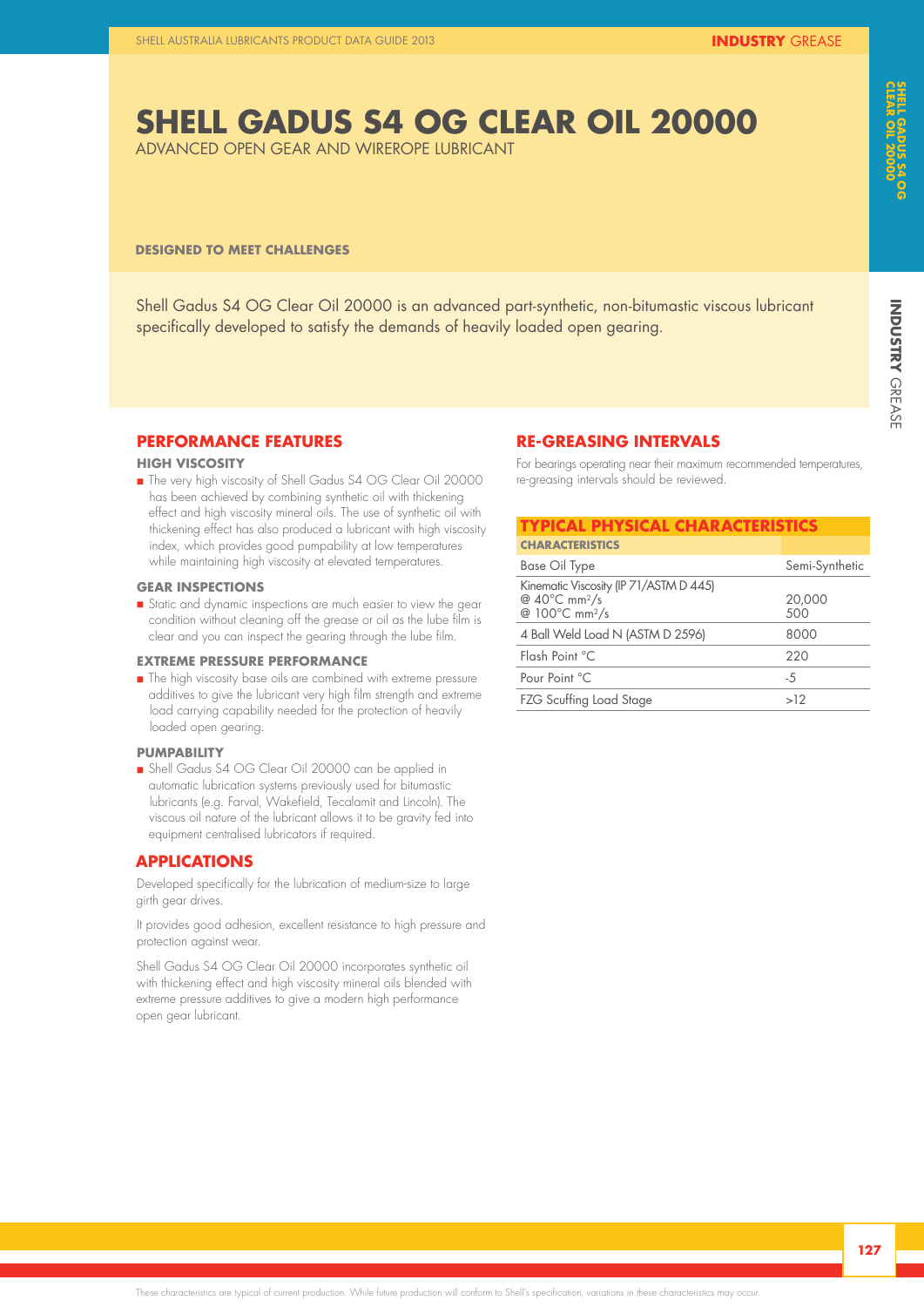# SHELL GADUS S4 OG CLEAR OIL 20000

ADVANCED OPEN GEAR AND WIREROPE LUBRICANT

**DESIGNED TO MEET CHALLENGES**

Shell Gadus S4 OG Clear Oil 20000 is an advanced part-synthetic, non-bitumastic viscous lubricant specifically developed to satisfy the demands of heavily loaded open gearing.

## PERFORMANCE FEATURES

### HIGH VISCOSITY

- The very high viscosity of Shell Gadus S4 OG Clear Oil 20000 has been achieved by combining synthetic oil with thickening effect and high viscosity mineral oils. The use of synthetic oil with thickening effect has also produced a lubricant with high viscosity index, which provides good pumpability at low temperatures while maintaining high viscosity at elevated temperatures.

### GEAR INSPECTIONS

- Static and dynamic inspections are much easier to view the gear condition without cleaning off the grease or oil as the lube film is clear and you can inspect the gearing through the lube film.

### EXTREME PRESSURE PERFORMANCE

- The high viscosity base oils are combined with extreme pressure additives to give the lubricant very high film strength and extreme load carrying capability needed for the protection of heavily loaded open gearing.

### PUMPABILITY

- Shell Gadus S4 OG Clear Oil 20000 can be applied in automatic lubrication systems previously used for bitumastic lubricants (e.g. Farval, Wakefield, Tecalamit and Lincoln). The viscous oil nature of the lubricant allows it to be gravity fed into equipment centralised lubricators if required.

## APPLICATIONS

Developed specifically for the lubrication of medium-size to large girth gear drives.

It provides good adhesion, excellent resistance to high pressure and protection against wear.

Shell Gadus S4 OG Clear Oil 20000 incorporates synthetic oil with thickening effect and high viscosity mineral oils blended with extreme pressure additives to give a modern high performance open gear lubricant.

## RE-GREASING INTERVALS

For bearings operating near their maximum recommended temperatures, re-greasing intervals should be reviewed.

## TYPICAL PHYSICAL CHARACTERISTICS

| CHARACTERISTICS | |
|---|---|
| Base Oil Type | Semi-Synthetic |
| Kinematic Viscosity (IP 71/ASTM D 445)<br>@ 40°C $mm^2/s$<br>@ 100°C $mm^2/s$ | <br>20,000<br>500 |
| 4 Ball Weld Load N (ASTM D 2596) | 8000 |
| Flash Point °C | 220 |
| Pour Point °C | -5 |
| FZG Scuffing Load Stage | >12 |

These characteristics are typical of current production. While future production will conform to Shell's specification, variations in these characteristics may occur.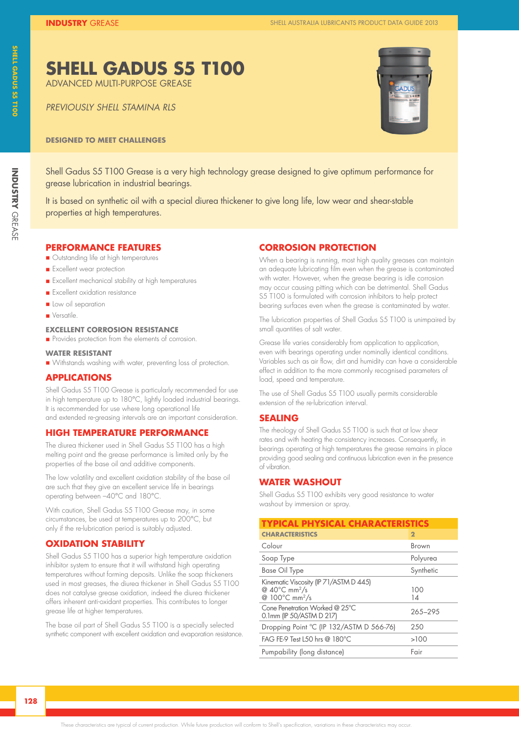# SHELL GADUS S5 T100

ADVANCED MULTI-PURPOSE GREASE

*PREVIOUSLY SHELL STAMINA RLS*

**DESIGNED TO MEET CHALLENGES**

Shell Gadus S5 T100 Grease is a very high technology grease designed to give optimum performance for grease lubrication in industrial bearings.

It is based on synthetic oil with a special diurea thickener to give long life, low wear and shear-stable properties at high temperatures.

## PERFORMANCE FEATURES

- Outstanding life at high temperatures
- Excellent wear protection
- Excellent mechanical stability at high temperatures
- Excellent oxidation resistance
- Low oil separation
- Versatile.

### EXCELLENT CORROSION RESISTANCE

- Provides protection from the elements of corrosion.

### WATER RESISTANT

- Withstands washing with water, preventing loss of protection.

## APPLICATIONS

Shell Gadus S5 T100 Grease is particularly recommended for use in high temperature up to 180°C, lightly loaded industrial bearings. It is recommended for use where long operational life and extended re-greasing intervals are an important consideration.

## HIGH TEMPERATURE PERFORMANCE

The diurea thickener used in Shell Gadus S5 T100 has a high melting point and the grease performance is limited only by the properties of the base oil and additive components.

The low volatility and excellent oxidation stability of the base oil are such that they give an excellent service life in bearings operating between –40°C and 180°C.

With caution, Shell Gadus S5 T100 Grease may, in some circumstances, be used at temperatures up to 200°C, but only if the re-lubrication period is suitably adjusted.

## OXIDATION STABILITY

Shell Gadus S5 T100 has a superior high temperature oxidation inhibitor system to ensure that it will withstand high operating temperatures without forming deposits. Unlike the soap thickeners used in most greases, the diurea thickener in Shell Gadus S5 T100 does not catalyse grease oxidation, indeed the diurea thickener offers inherent anti-oxidant properties. This contributes to longer grease life at higher temperatures.

The base oil part of Shell Gadus S5 T100 is a specially selected synthetic component with excellent oxidation and evaporation resistance.

## CORROSION PROTECTION

When a bearing is running, most high quality greases can maintain an adequate lubricating film even when the grease is contaminated with water. However, when the grease bearing is idle corrosion may occur causing pitting which can be detrimental. Shell Gadus S5 T100 is formulated with corrosion inhibitors to help protect bearing surfaces even when the grease is contaminated by water.

The lubrication properties of Shell Gadus S5 T100 is unimpaired by small quantities of salt water.

Grease life varies considerably from application to application, even with bearings operating under nominally identical conditions. Variables such as air flow, dirt and humidity can have a considerable effect in addition to the more commonly recognised parameters of load, speed and temperature.

The use of Shell Gadus S5 T100 usually permits considerable extension of the re-lubrication interval.

## SEALING

The rheology of Shell Gadus S5 T100 is such that at low shear rates and with heating the consistency increases. Consequently, in bearings operating at high temperatures the grease remains in place providing good sealing and continuous lubrication even in the presence of vibration.

## WATER WASHOUT

Shell Gadus S5 T100 exhibits very good resistance to water washout by immersion or spray.

## TYPICAL PHYSICAL CHARACTERISTICS

| CHARACTERISTICS | 2 |
|---|---|
| Colour | Brown |
| Soap Type | Polyurea |
| Base Oil Type | Synthetic |
| Kinematic Viscosity (IP 71/ASTM D 445) @ 40°C mm²/s @ 100°C mm²/s | 100 14 |
| Cone Penetration Worked @ 25°C 0.1mm (IP 50/ASTM D 217) | 265–295 |
| Dropping Point °C (IP 132/ASTM D 566-76) | 250 |
| FAG FE-9 Test L50 hrs @ 180°C | >100 |
| Pumpability (long distance) | Fair |

These characteristics are typical of current production. While future production will conform to Shell's specification, variations in these characteristics may occur.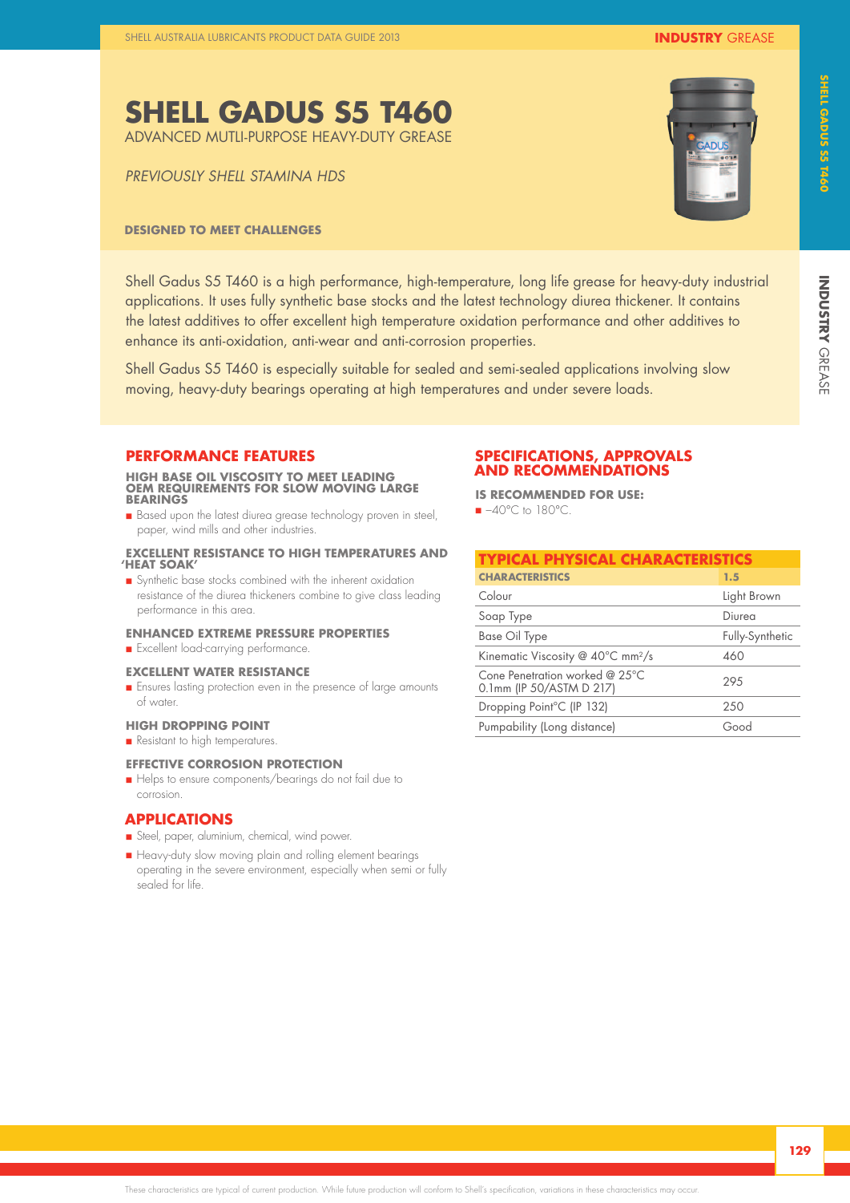# SHELL GADUS S5 T460

ADVANCED MUTLI-PURPOSE HEAVY-DUTY GREASE

*PREVIOUSLY SHELL STAMINA HDS*

**DESIGNED TO MEET CHALLENGES**

Shell Gadus S5 T460 is a high performance, high-temperature, long life grease for heavy-duty industrial applications. It uses fully synthetic base stocks and the latest technology diurea thickener. It contains the latest additives to offer excellent high temperature oxidation performance and other additives to enhance its anti-oxidation, anti-wear and anti-corrosion properties.

Shell Gadus S5 T460 is especially suitable for sealed and semi-sealed applications involving slow moving, heavy-duty bearings operating at high temperatures and under severe loads.

## PERFORMANCE FEATURES

### HIGH BASE OIL VISCOSITY TO MEET LEADING OEM REQUIREMENTS FOR SLOW MOVING LARGE BEARINGS

- Based upon the latest diurea grease technology proven in steel, paper, wind mills and other industries.

### EXCELLENT RESISTANCE TO HIGH TEMPERATURES AND 'HEAT SOAK'

- Synthetic base stocks combined with the inherent oxidation resistance of the diurea thickeners combine to give class leading performance in this area.

### ENHANCED EXTREME PRESSURE PROPERTIES

- Excellent load-carrying performance.

### EXCELLENT WATER RESISTANCE

- Ensures lasting protection even in the presence of large amounts of water.

### HIGH DROPPING POINT

- Resistant to high temperatures.

### EFFECTIVE CORROSION PROTECTION

- Helps to ensure components/bearings do not fail due to corrosion.

## APPLICATIONS

- Steel, paper, aluminium, chemical, wind power.
- Heavy-duty slow moving plain and rolling element bearings operating in the severe environment, especially when semi or fully sealed for life.

## SPECIFICATIONS, APPROVALS AND RECOMMENDATIONS

### IS RECOMMENDED FOR USE:

- −40°C to 180°C.

## TYPICAL PHYSICAL CHARACTERISTICS

| CHARACTERISTICS | 1.5 |
|---|---|
| Colour | Light Brown |
| Soap Type | Diurea |
| Base Oil Type | Fully-Synthetic |
| Kinematic Viscosity @ 40°C mm²/s | 460 |
| Cone Penetration worked @ 25°C 0.1mm (IP 50/ASTM D 217) | 295 |
| Dropping Point°C (IP 132) | 250 |
| Pumpability (Long distance) | Good |

These characteristics are typical of current production. While future production will conform to Shell's specification, variations in these characteristics may occur.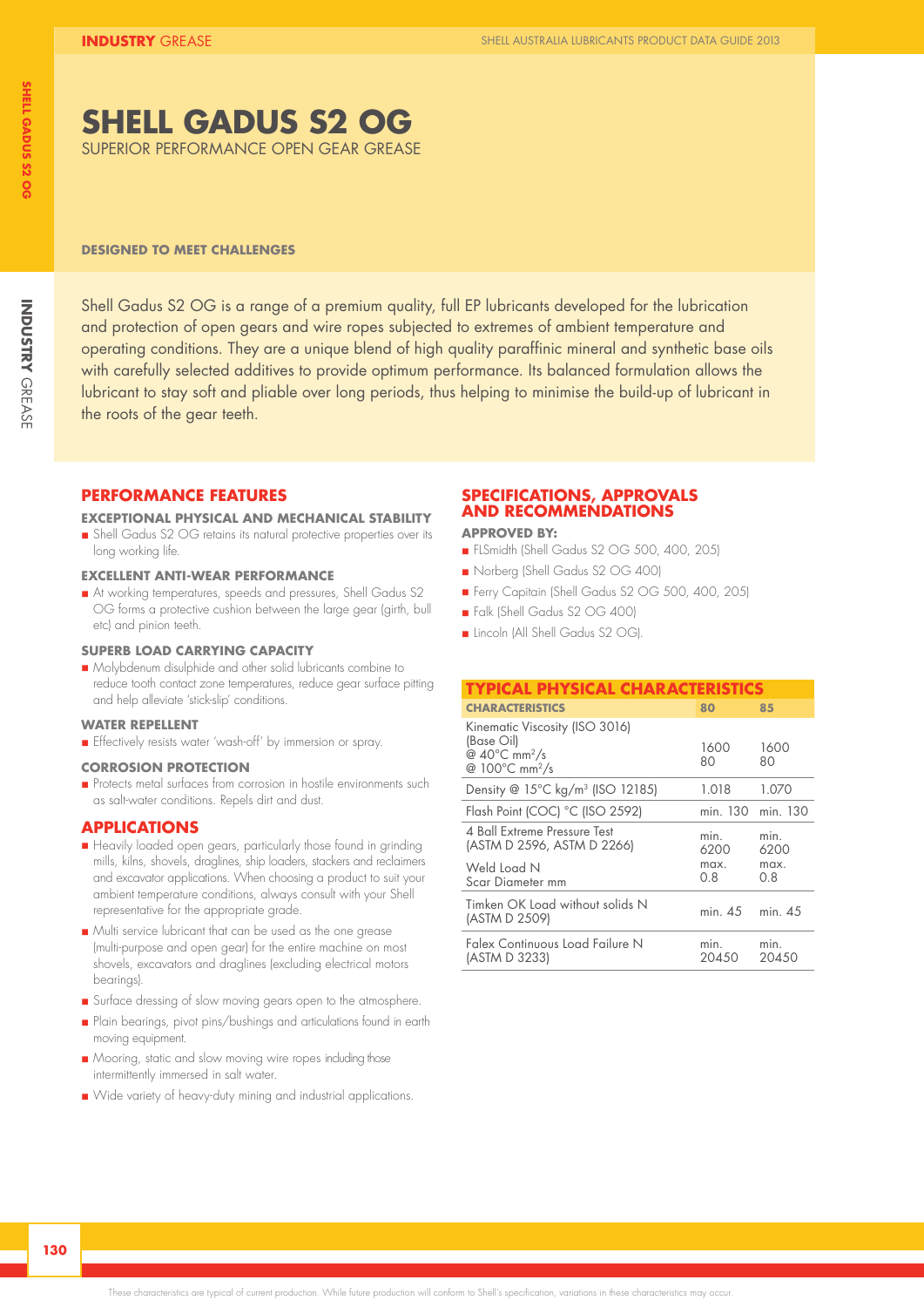# SHELL GADUS S2 OG

SUPERIOR PERFORMANCE OPEN GEAR GREASE

**DESIGNED TO MEET CHALLENGES**

Shell Gadus S2 OG is a range of a premium quality, full EP lubricants developed for the lubrication and protection of open gears and wire ropes subjected to extremes of ambient temperature and operating conditions. They are a unique blend of high quality paraffinic mineral and synthetic base oils with carefully selected additives to provide optimum performance. Its balanced formulation allows the lubricant to stay soft and pliable over long periods, thus helping to minimise the build-up of lubricant in the roots of the gear teeth.

## PERFORMANCE FEATURES

### EXCEPTIONAL PHYSICAL AND MECHANICAL STABILITY

- Shell Gadus S2 OG retains its natural protective properties over its long working life.

### EXCELLENT ANTI-WEAR PERFORMANCE

- At working temperatures, speeds and pressures, Shell Gadus S2 OG forms a protective cushion between the large gear (girth, bull etc) and pinion teeth.

### SUPERB LOAD CARRYING CAPACITY

- Molybdenum disulphide and other solid lubricants combine to reduce tooth contact zone temperatures, reduce gear surface pitting and help alleviate 'stick-slip' conditions.

### WATER REPELLENT

- Effectively resists water 'wash-off' by immersion or spray.

### CORROSION PROTECTION

- Protects metal surfaces from corrosion in hostile environments such as salt-water conditions. Repels dirt and dust.

## APPLICATIONS

- Heavily loaded open gears, particularly those found in grinding mills, kilns, shovels, draglines, ship loaders, stackers and reclaimers and excavator applications. When choosing a product to suit your ambient temperature conditions, always consult with your Shell representative for the appropriate grade.
- Multi service lubricant that can be used as the one grease (multi-purpose and open gear) for the entire machine on most shovels, excavators and draglines (excluding electrical motors bearings).
- Surface dressing of slow moving gears open to the atmosphere.
- Plain bearings, pivot pins/bushings and articulations found in earth moving equipment.
- Mooring, static and slow moving wire ropes including those intermittently immersed in salt water.
- Wide variety of heavy-duty mining and industrial applications.

## SPECIFICATIONS, APPROVALS AND RECOMMENDATIONS

**APPROVED BY:**

- FLSmidth (Shell Gadus S2 OG 500, 400, 205)
- Norberg (Shell Gadus S2 OG 400)
- Ferry Capitain (Shell Gadus S2 OG 500, 400, 205)
- Falk (Shell Gadus S2 OG 400)
- Lincoln (All Shell Gadus S2 OG).

## TYPICAL PHYSICAL CHARACTERISTICS

| CHARACTERISTICS | 80 | 85 |
|---|---|---|
| Kinematic Viscosity (ISO 3016) (Base Oil) @ 40°C $mm^2/s$ @ 100°C $mm^2/s$ | 1600<br>80 | 1600<br>80 |
| Density @ 15°C $kg/m^3$ (ISO 12185) | 1.018 | 1.070 |
| Flash Point (COC) °C (ISO 2592) | min. 130 | min. 130 |
| 4 Ball Extreme Pressure Test (ASTM D 2596, ASTM D 2266) Weld Load N Scar Diameter mm | min. 6200<br>max. 0.8 | min. 6200<br>max. 0.8 |
| Timken OK Load without solids N (ASTM D 2509) | min. 45 | min. 45 |
| Falex Continuous Load Failure N (ASTM D 3233) | min. 20450 | min. 20450 |

These characteristics are typical of current production. While future production will conform to Shell's specification, variations in these characteristics may occur.